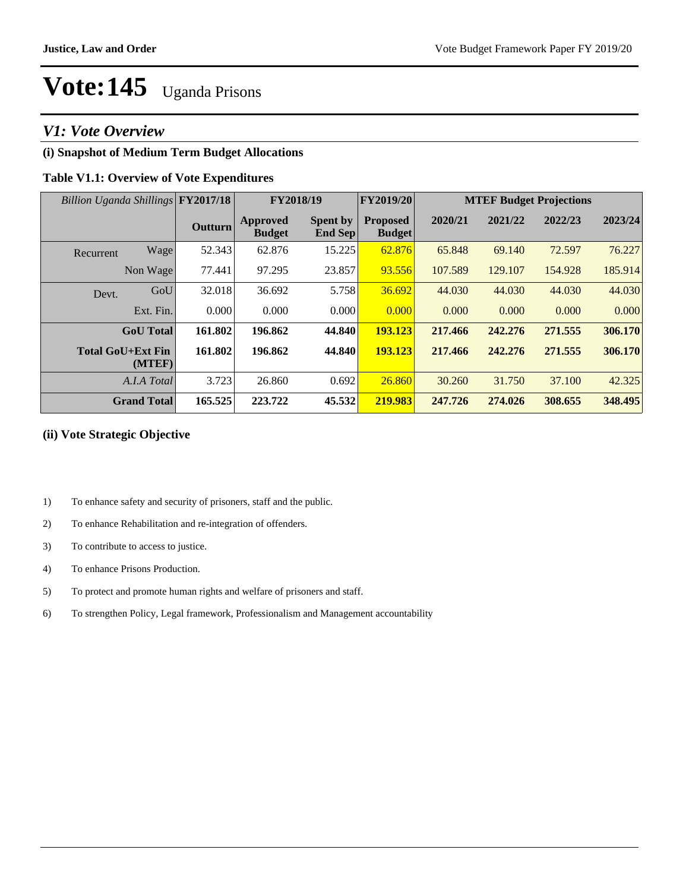# Vote:145 Uganda Prisons

## *V1: Vote Overview*

### (i) Snapshot of Medium Term Budget Allocations

**Table V1.1: Overview of Vote Expenditures**

| *Billion Uganda Shillings* | | FY2017/18 | FY2018/19 | | FY2019/20 | MTEF Budget Projections | | | |
|---|---|---|---|---|---|---|---|---|---|
| | | **Outturn** | **Approved Budget** | **Spent by End Sep** | **Proposed Budget** | **2020/21** | **2021/22** | **2022/23** | **2023/24** |
| Recurrent | Wage | 52.343 | 62.876 | 15.225 | 62.876 | 65.848 | 69.140 | 72.597 | 76.227 |
| | Non Wage | 77.441 | 97.295 | 23.857 | 93.556 | 107.589 | 129.107 | 154.928 | 185.914 |
| Devt. | GoU | 32.018 | 36.692 | 5.758 | 36.692 | 44.030 | 44.030 | 44.030 | 44.030 |
| | Ext. Fin. | 0.000 | 0.000 | 0.000 | 0.000 | 0.000 | 0.000 | 0.000 | 0.000 |
| | **GoU Total** | **161.802** | **196.862** | **44.840** | **193.123** | **217.466** | **242.276** | **271.555** | **306.170** |
| | **Total GoU+Ext Fin (MTEF)** | **161.802** | **196.862** | **44.840** | **193.123** | **217.466** | **242.276** | **271.555** | **306.170** |
| | *A.I.A Total* | 3.723 | 26.860 | 0.692 | 26.860 | 30.260 | 31.750 | 37.100 | 42.325 |
| | **Grand Total** | **165.525** | **223.722** | **45.532** | **219.983** | **247.726** | **274.026** | **308.655** | **348.495** |

### (ii) Vote Strategic Objective

1) To enhance safety and security of prisoners, staff and the public.

2) To enhance Rehabilitation and re-integration of offenders.

3) To contribute to access to justice.

4) To enhance Prisons Production.

5) To protect and promote human rights and welfare of prisoners and staff.

6) To strengthen Policy, Legal framework, Professionalism and Management accountability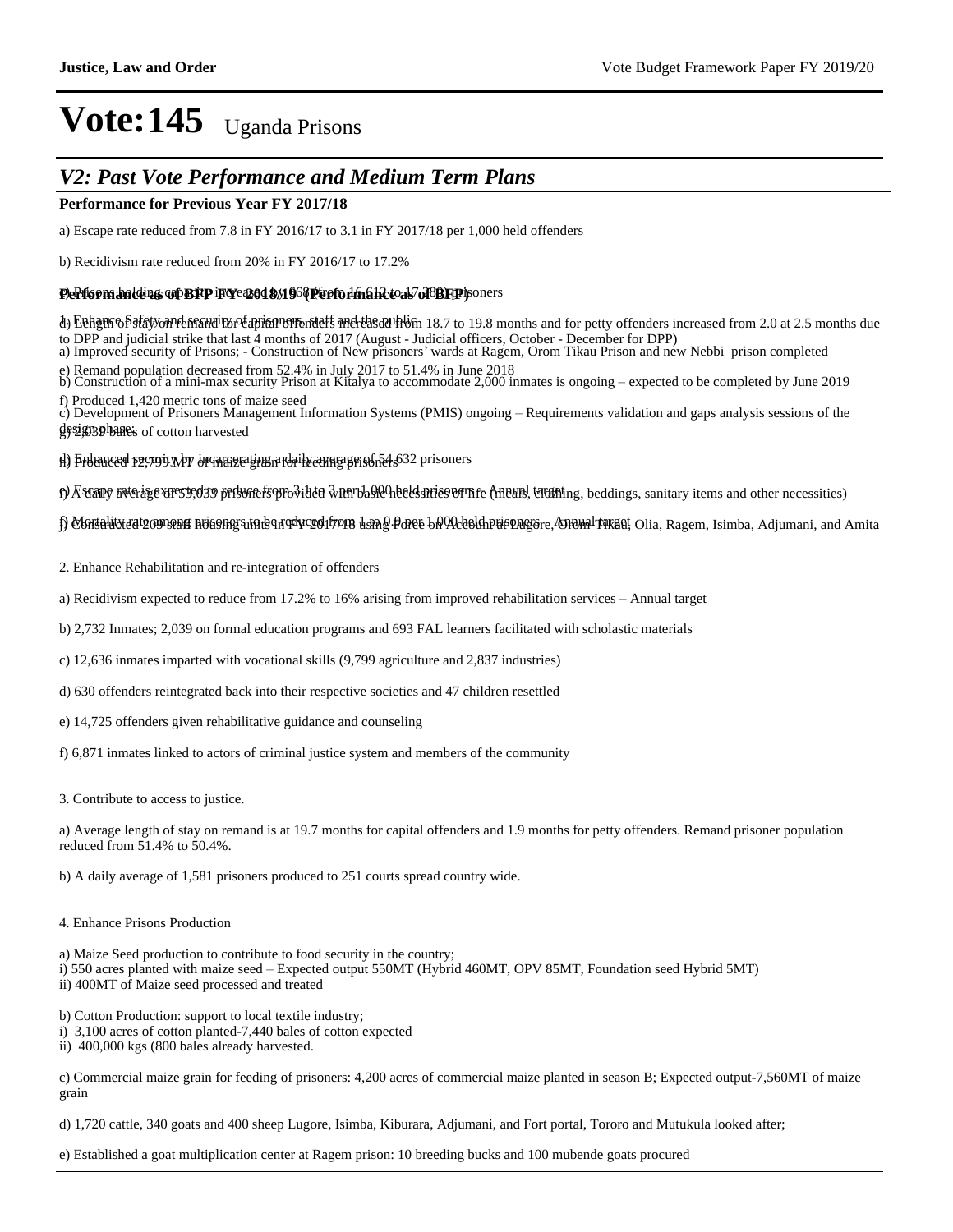# Vote:145 Uganda Prisons

## *V2: Past Vote Performance and Medium Term Plans*

### Performance for Previous Year FY 2017/18

a) Escape rate reduced from 7.8 in FY 2016/17 to 3.1 in FY 2017/18 per 1,000 held offenders

b) Recidivism rate reduced from 20% in FY 2016/17 to 17.2%

c) Prisons holding capacity increased by 968 from 16,612 to 17,580 prisoners

d) Length of stay on remand for capital offenders increased from 18.7 to 19.8 months and for petty offenders increased from 2.0 at 2.5 months due to DPP and judicial strike that last 4 months of 2017 (August - Judicial officers, October - December for DPP)

e) Remand population decreased from 52.4% in July 2017 to 51.4% in June 2018

f) Produced 1,420 metric tons of maize seed

g) 2,559 bales of cotton harvested

h) Produced 12,799 MT of maize grain for feeding prisoners

i) A daily average of 53,033 prisoners provided with basic necessities of life (meals, clothing, beddings, sanitary items and other necessities)

j) Constructed 209 staff housing units in FY 2017/18 using Force on Account at Lugore, Orom-Tikau, Olia, Ragem, Isimba, Adjumani, and Amita

### Performance as of BFP FY 2018/19 (Performance as of BFP)

1. Enhance Safety and security of prisoners, staff and the public

a) Improved security of Prisons; - Construction of New prisoners' wards at Ragem, Orom Tikau Prison and new Nebbi prison completed

b) Construction of a mini-max security Prison at Kitalya to accommodate 2,000 inmates is ongoing – expected to be completed by June 2019

c) Development of Prisoners Management Information Systems (PMIS) ongoing – Requirements validation and gaps analysis sessions of the design phase;

d) Enhanced security by incarcerating a daily average of 54,632 prisoners

e) Escape rate is expected to reduce from 3.1 to 3 per 1,000 held prisoners – Annual target

f) Mortality rate among prisoners to be reduced from 1 to 0.9 per 1,000 held prisoners – Annual target

2. Enhance Rehabilitation and re-integration of offenders

a) Recidivism expected to reduce from 17.2% to 16% arising from improved rehabilitation services – Annual target

b) 2,732 Inmates; 2,039 on formal education programs and 693 FAL learners facilitated with scholastic materials

c) 12,636 inmates imparted with vocational skills (9,799 agriculture and 2,837 industries)

d) 630 offenders reintegrated back into their respective societies and 47 children resettled

e) 14,725 offenders given rehabilitative guidance and counseling

f) 6,871 inmates linked to actors of criminal justice system and members of the community

3. Contribute to access to justice.

a) Average length of stay on remand is at 19.7 months for capital offenders and 1.9 months for petty offenders. Remand prisoner population reduced from 51.4% to 50.4%.

b) A daily average of 1,581 prisoners produced to 251 courts spread country wide.

4. Enhance Prisons Production

a) Maize Seed production to contribute to food security in the country;
i) 550 acres planted with maize seed – Expected output 550MT (Hybrid 460MT, OPV 85MT, Foundation seed Hybrid 5MT)
ii) 400MT of Maize seed processed and treated

b) Cotton Production: support to local textile industry;
i) 3,100 acres of cotton planted-7,440 bales of cotton expected
ii) 400,000 kgs (800 bales already harvested.

c) Commercial maize grain for feeding of prisoners: 4,200 acres of commercial maize planted in season B; Expected output-7,560MT of maize grain

d) 1,720 cattle, 340 goats and 400 sheep Lugore, Isimba, Kiburara, Adjumani, and Fort portal, Tororo and Mutukula looked after;

e) Established a goat multiplication center at Ragem prison: 10 breeding bucks and 100 mubende goats procured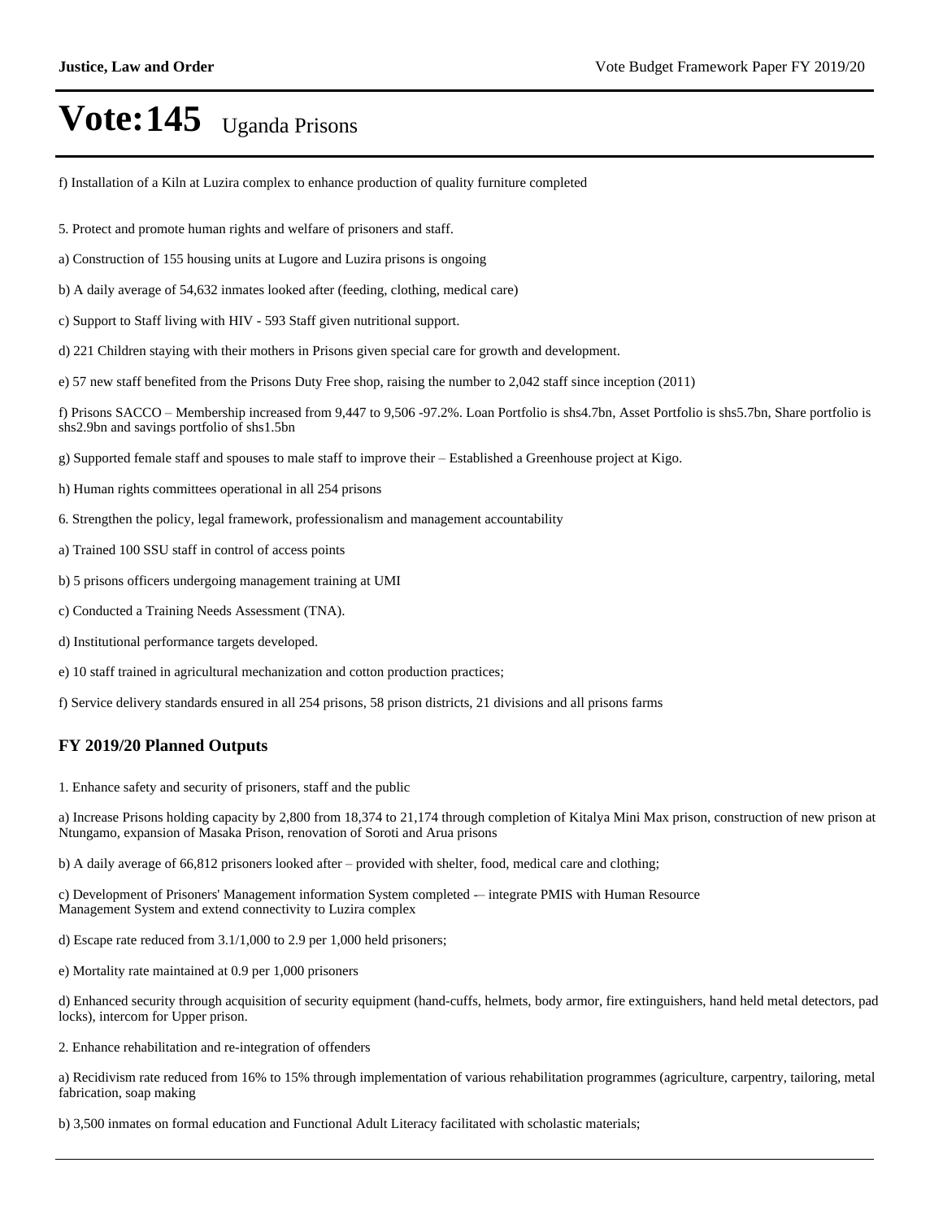# Vote:145 Uganda Prisons

f) Installation of a Kiln at Luzira complex to enhance production of quality furniture completed

5. Protect and promote human rights and welfare of prisoners and staff.

a) Construction of 155 housing units at Lugore and Luzira prisons is ongoing

b) A daily average of 54,632 inmates looked after (feeding, clothing, medical care)

c) Support to Staff living with HIV - 593 Staff given nutritional support.

d) 221 Children staying with their mothers in Prisons given special care for growth and development.

e) 57 new staff benefited from the Prisons Duty Free shop, raising the number to 2,042 staff since inception (2011)

f) Prisons SACCO – Membership increased from 9,447 to 9,506 -97.2%. Loan Portfolio is shs4.7bn, Asset Portfolio is shs5.7bn, Share portfolio is shs2.9bn and savings portfolio of shs1.5bn

g) Supported female staff and spouses to male staff to improve their – Established a Greenhouse project at Kigo.

h) Human rights committees operational in all 254 prisons

6. Strengthen the policy, legal framework, professionalism and management accountability

a) Trained 100 SSU staff in control of access points

b) 5 prisons officers undergoing management training at UMI

c) Conducted a Training Needs Assessment (TNA).

d) Institutional performance targets developed.

e) 10 staff trained in agricultural mechanization and cotton production practices;

f) Service delivery standards ensured in all 254 prisons, 58 prison districts, 21 divisions and all prisons farms

## FY 2019/20 Planned Outputs

1. Enhance safety and security of prisoners, staff and the public

a) Increase Prisons holding capacity by 2,800 from 18,374 to 21,174 through completion of Kitalya Mini Max prison, construction of new prison at Ntungamo, expansion of Masaka Prison, renovation of Soroti and Arua prisons

b) A daily average of 66,812 prisoners looked after – provided with shelter, food, medical care and clothing;

c) Development of Prisoners' Management information System completed -– integrate PMIS with Human Resource Management System and extend connectivity to Luzira complex

d) Escape rate reduced from 3.1/1,000 to 2.9 per 1,000 held prisoners;

e) Mortality rate maintained at 0.9 per 1,000 prisoners

d) Enhanced security through acquisition of security equipment (hand-cuffs, helmets, body armor, fire extinguishers, hand held metal detectors, pad locks), intercom for Upper prison.

2. Enhance rehabilitation and re-integration of offenders

a) Recidivism rate reduced from 16% to 15% through implementation of various rehabilitation programmes (agriculture, carpentry, tailoring, metal fabrication, soap making

b) 3,500 inmates on formal education and Functional Adult Literacy facilitated with scholastic materials;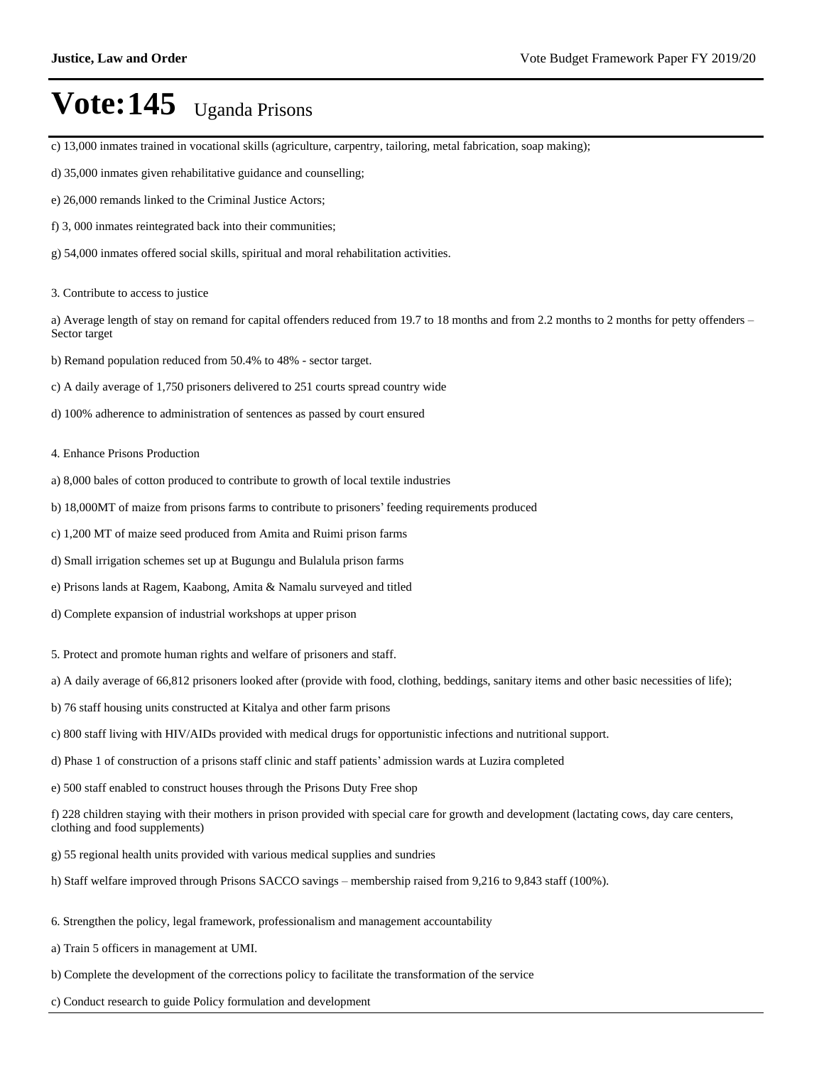c) 13,000 inmates trained in vocational skills (agriculture, carpentry, tailoring, metal fabrication, soap making);

d) 35,000 inmates given rehabilitative guidance and counselling;

e) 26,000 remands linked to the Criminal Justice Actors;

f) 3, 000 inmates reintegrated back into their communities;

g) 54,000 inmates offered social skills, spiritual and moral rehabilitation activities.

3. Contribute to access to justice

a) Average length of stay on remand for capital offenders reduced from 19.7 to 18 months and from 2.2 months to 2 months for petty offenders – Sector target

b) Remand population reduced from 50.4% to 48% - sector target.

c) A daily average of 1,750 prisoners delivered to 251 courts spread country wide

d) 100% adherence to administration of sentences as passed by court ensured

4. Enhance Prisons Production

a) 8,000 bales of cotton produced to contribute to growth of local textile industries

b) 18,000MT of maize from prisons farms to contribute to prisoners' feeding requirements produced

c) 1,200 MT of maize seed produced from Amita and Ruimi prison farms

d) Small irrigation schemes set up at Bugungu and Bulalula prison farms

e) Prisons lands at Ragem, Kaabong, Amita & Namalu surveyed and titled

d) Complete expansion of industrial workshops at upper prison

5. Protect and promote human rights and welfare of prisoners and staff.

a) A daily average of 66,812 prisoners looked after (provide with food, clothing, beddings, sanitary items and other basic necessities of life);

b) 76 staff housing units constructed at Kitalya and other farm prisons

c) 800 staff living with HIV/AIDs provided with medical drugs for opportunistic infections and nutritional support.

d) Phase 1 of construction of a prisons staff clinic and staff patients' admission wards at Luzira completed

e) 500 staff enabled to construct houses through the Prisons Duty Free shop

f) 228 children staying with their mothers in prison provided with special care for growth and development (lactating cows, day care centers, clothing and food supplements)

g) 55 regional health units provided with various medical supplies and sundries

h) Staff welfare improved through Prisons SACCO savings – membership raised from 9,216 to 9,843 staff (100%).

6. Strengthen the policy, legal framework, professionalism and management accountability

a) Train 5 officers in management at UMI.

b) Complete the development of the corrections policy to facilitate the transformation of the service

c) Conduct research to guide Policy formulation and development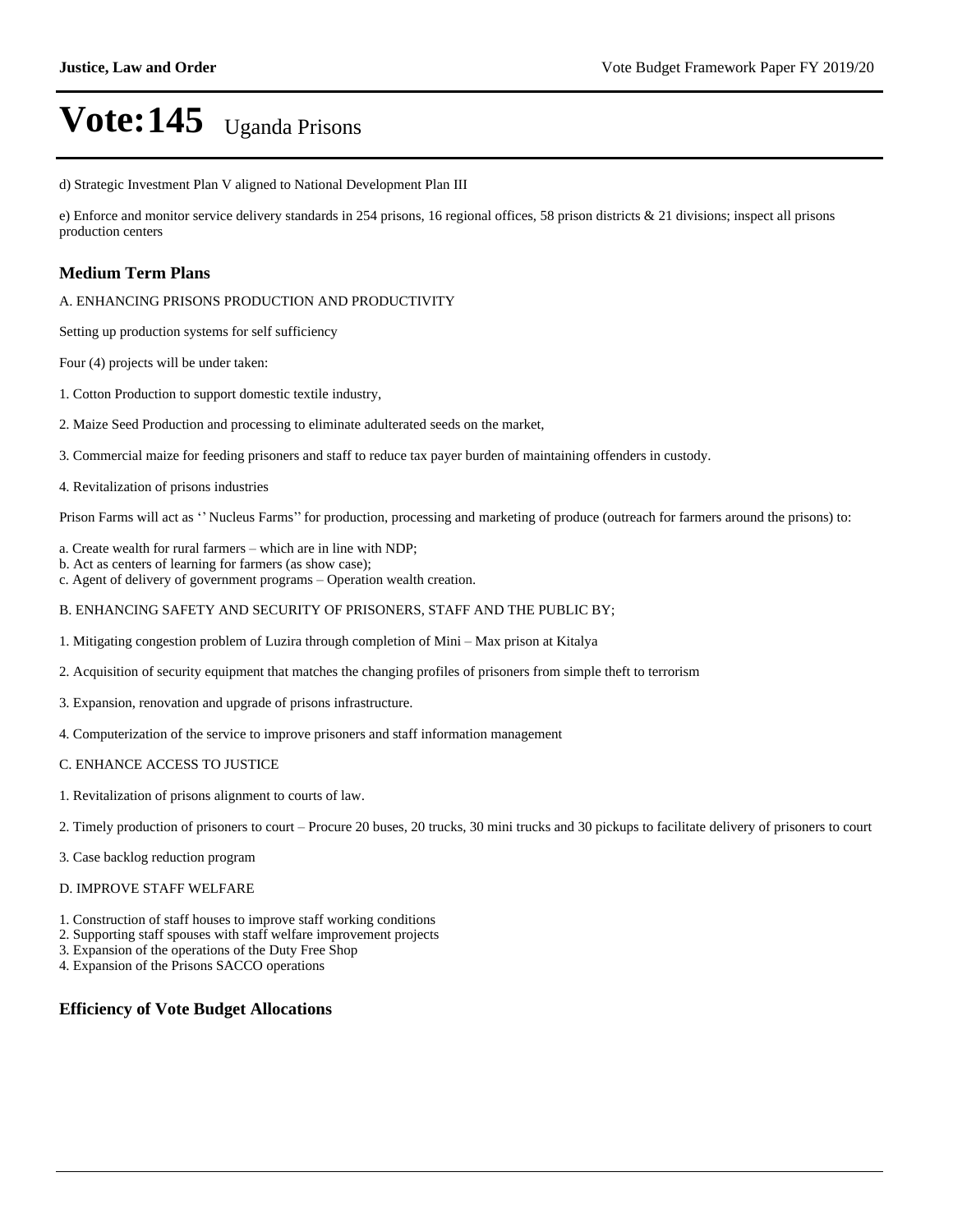d) Strategic Investment Plan V aligned to National Development Plan III

e) Enforce and monitor service delivery standards in 254 prisons, 16 regional offices, 58 prison districts & 21 divisions; inspect all prisons production centers

### Medium Term Plans

A. ENHANCING PRISONS PRODUCTION AND PRODUCTIVITY

Setting up production systems for self sufficiency

Four (4) projects will be under taken:

1. Cotton Production to support domestic textile industry,

2. Maize Seed Production and processing to eliminate adulterated seeds on the market,

3. Commercial maize for feeding prisoners and staff to reduce tax payer burden of maintaining offenders in custody.

4. Revitalization of prisons industries

Prison Farms will act as '' Nucleus Farms'' for production, processing and marketing of produce (outreach for farmers around the prisons) to:

a. Create wealth for rural farmers – which are in line with NDP;
b. Act as centers of learning for farmers (as show case);
c. Agent of delivery of government programs – Operation wealth creation.

B. ENHANCING SAFETY AND SECURITY OF PRISONERS, STAFF AND THE PUBLIC BY;

1. Mitigating congestion problem of Luzira through completion of Mini – Max prison at Kitalya

2. Acquisition of security equipment that matches the changing profiles of prisoners from simple theft to terrorism

3. Expansion, renovation and upgrade of prisons infrastructure.

4. Computerization of the service to improve prisoners and staff information management

C. ENHANCE ACCESS TO JUSTICE

1. Revitalization of prisons alignment to courts of law.

2. Timely production of prisoners to court – Procure 20 buses, 20 trucks, 30 mini trucks and 30 pickups to facilitate delivery of prisoners to court

3. Case backlog reduction program

D. IMPROVE STAFF WELFARE

1. Construction of staff houses to improve staff working conditions
2. Supporting staff spouses with staff welfare improvement projects
3. Expansion of the operations of the Duty Free Shop
4. Expansion of the Prisons SACCO operations

### Efficiency of Vote Budget Allocations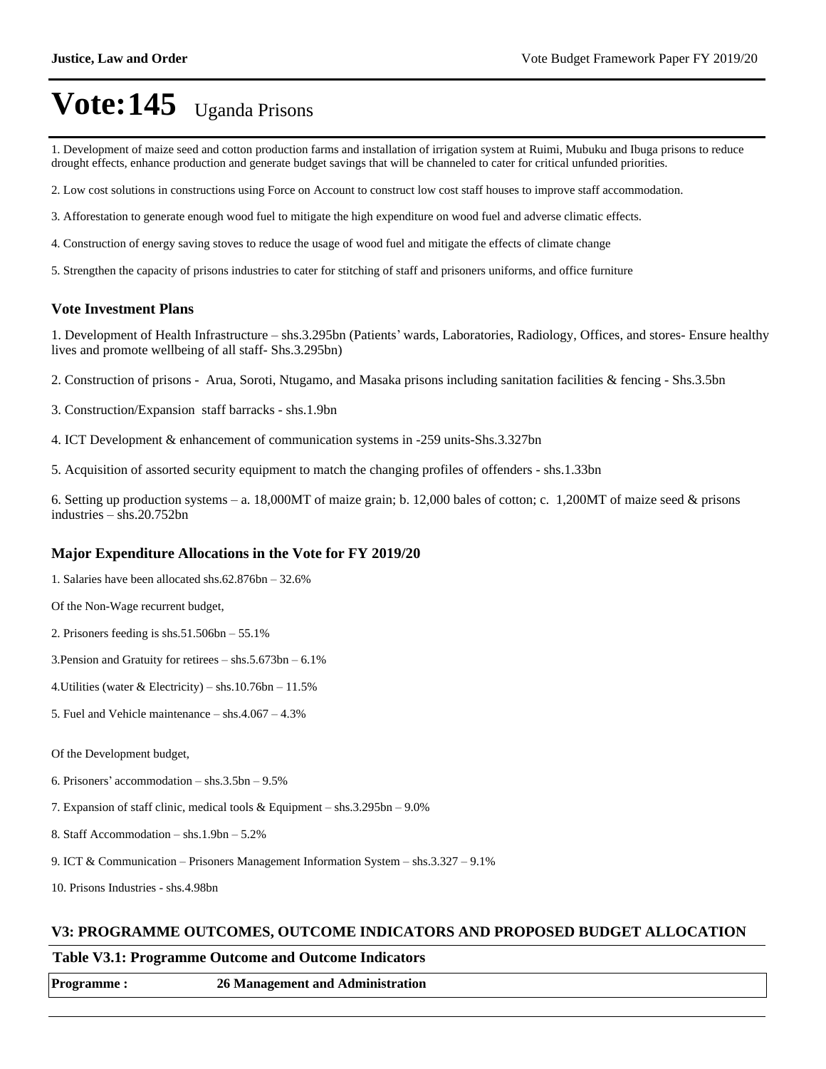# Vote:145 Uganda Prisons

1. Development of maize seed and cotton production farms and installation of irrigation system at Ruimi, Mubuku and Ibuga prisons to reduce drought effects, enhance production and generate budget savings that will be channeled to cater for critical unfunded priorities.

2. Low cost solutions in constructions using Force on Account to construct low cost staff houses to improve staff accommodation.

3. Afforestation to generate enough wood fuel to mitigate the high expenditure on wood fuel and adverse climatic effects.

4. Construction of energy saving stoves to reduce the usage of wood fuel and mitigate the effects of climate change

5. Strengthen the capacity of prisons industries to cater for stitching of staff and prisoners uniforms, and office furniture

### Vote Investment Plans

1. Development of Health Infrastructure – shs.3.295bn (Patients' wards, Laboratories, Radiology, Offices, and stores- Ensure healthy lives and promote wellbeing of all staff- Shs.3.295bn)

2. Construction of prisons - Arua, Soroti, Ntugamo, and Masaka prisons including sanitation facilities & fencing - Shs.3.5bn

3. Construction/Expansion staff barracks - shs.1.9bn

4. ICT Development & enhancement of communication systems in -259 units-Shs.3.327bn

5. Acquisition of assorted security equipment to match the changing profiles of offenders - shs.1.33bn

6. Setting up production systems – a. 18,000MT of maize grain; b. 12,000 bales of cotton; c. 1,200MT of maize seed & prisons industries – shs.20.752bn

### Major Expenditure Allocations in the Vote for FY 2019/20

1. Salaries have been allocated shs.62.876bn – 32.6%

Of the Non-Wage recurrent budget,

2. Prisoners feeding is shs.51.506bn – 55.1%

3.Pension and Gratuity for retirees – shs.5.673bn – 6.1%

4.Utilities (water & Electricity) – shs.10.76bn – 11.5%

5. Fuel and Vehicle maintenance – shs.4.067 – 4.3%

Of the Development budget,

6. Prisoners' accommodation – shs.3.5bn – 9.5%

7. Expansion of staff clinic, medical tools & Equipment – shs.3.295bn – 9.0%

8. Staff Accommodation – shs.1.9bn – 5.2%

9. ICT & Communication – Prisoners Management Information System – shs.3.327 – 9.1%

10. Prisons Industries - shs.4.98bn

### V3: PROGRAMME OUTCOMES, OUTCOME INDICATORS AND PROPOSED BUDGET ALLOCATION

**Table V3.1: Programme Outcome and Outcome Indicators**

| | |
|---|---|
| **Programme :** | **26 Management and Administration** |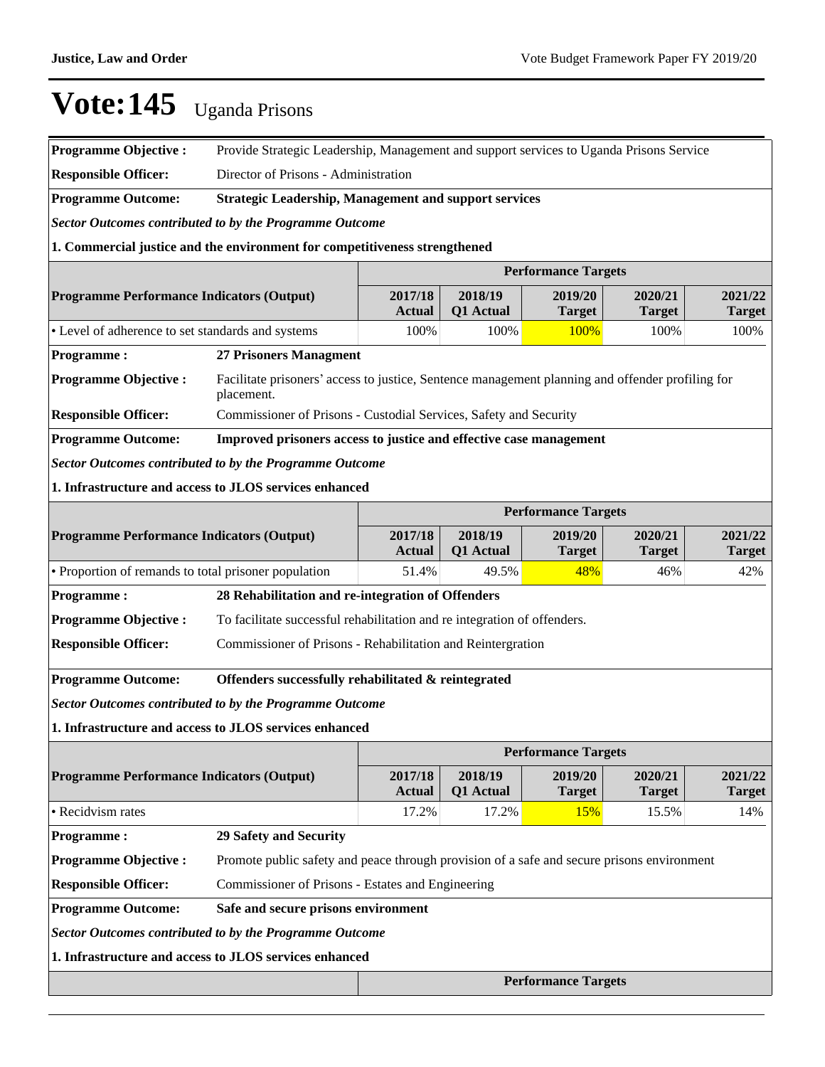# Vote:145 Uganda Prisons

| | |
|---|---|
| **Programme Objective :** | Provide Strategic Leadership, Management and support services to Uganda Prisons Service |
| **Responsible Officer:** | Director of Prisons - Administration |
| **Programme Outcome:** | **Strategic Leadership, Management and support services** |

***Sector Outcomes contributed to by the Programme Outcome***

**1. Commercial justice and the environment for competitiveness strengthened**

| | Performance Targets | | | | |
|---|---|---|---|---|---|
| **Programme Performance Indicators (Output)** | **2017/18 Actual** | **2018/19 Q1 Actual** | **2019/20 Target** | **2020/21 Target** | **2021/22 Target** |
| • Level of adherence to set standards and systems | 100% | 100% | 100% | 100% | 100% |

| | |
|---|---|
| **Programme :** | **27 Prisoners Managment** |
| **Programme Objective :** | Facilitate prisoners' access to justice, Sentence management planning and offender profiling for placement. |
| **Responsible Officer:** | Commissioner of Prisons - Custodial Services, Safety and Security |
| **Programme Outcome:** | **Improved prisoners access to justice and effective case management** |

***Sector Outcomes contributed to by the Programme Outcome***

**1. Infrastructure and access to JLOS services enhanced**

| | Performance Targets | | | | |
|---|---|---|---|---|---|
| **Programme Performance Indicators (Output)** | **2017/18 Actual** | **2018/19 Q1 Actual** | **2019/20 Target** | **2020/21 Target** | **2021/22 Target** |
| • Proportion of remands to total prisoner population | 51.4% | 49.5% | 48% | 46% | 42% |

| | |
|---|---|
| **Programme :** | **28 Rehabilitation and re-integration of Offenders** |
| **Programme Objective :** | To facilitate successful rehabilitation and re integration of offenders. |
| **Responsible Officer:** | Commissioner of Prisons - Rehabilitation and Reintergration |
| **Programme Outcome:** | **Offenders successfully rehabilitated & reintegrated** |

***Sector Outcomes contributed to by the Programme Outcome***

**1. Infrastructure and access to JLOS services enhanced**

| | Performance Targets | | | | |
|---|---|---|---|---|---|
| **Programme Performance Indicators (Output)** | **2017/18 Actual** | **2018/19 Q1 Actual** | **2019/20 Target** | **2020/21 Target** | **2021/22 Target** |
| • Recidvism rates | 17.2% | 17.2% | 15% | 15.5% | 14% |

| | |
|---|---|
| **Programme :** | **29 Safety and Security** |
| **Programme Objective :** | Promote public safety and peace through provision of a safe and secure prisons environment |
| **Responsible Officer:** | Commissioner of Prisons - Estates and Engineering |
| **Programme Outcome:** | **Safe and secure prisons environment** |

***Sector Outcomes contributed to by the Programme Outcome***

**1. Infrastructure and access to JLOS services enhanced**

| | Performance Targets |
|---|---|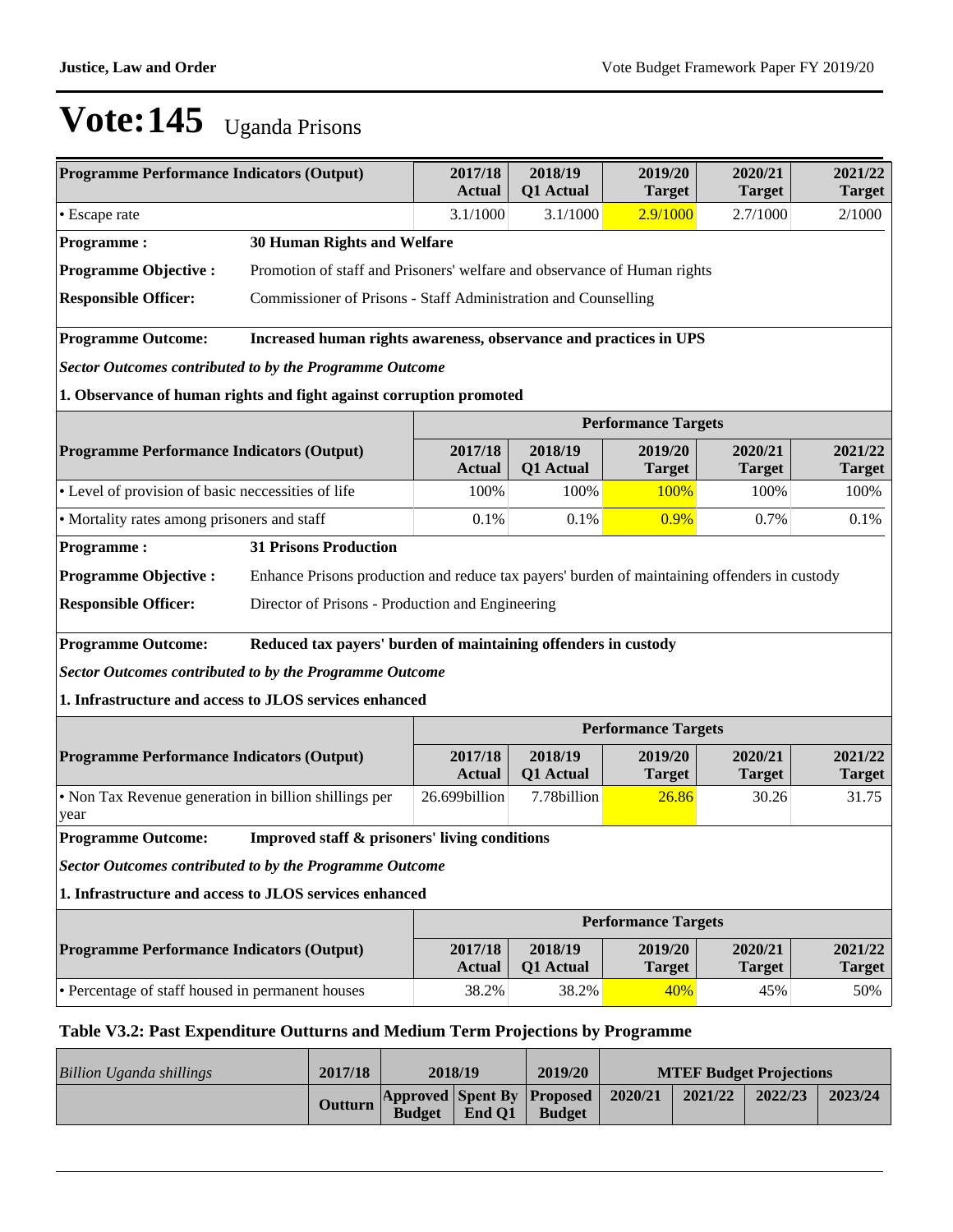# Vote:145 Uganda Prisons

| Programme Performance Indicators (Output) | 2017/18 Actual | 2018/19 Q1 Actual | 2019/20 Target | 2020/21 Target | 2021/22 Target |
|---|---|---|---|---|---|
| • Escape rate | 3.1/1000 | 3.1/1000 | 2.9/1000 | 2.7/1000 | 2/1000 |

**Programme :** 30 Human Rights and Welfare

**Programme Objective :** Promotion of staff and Prisoners' welfare and observance of Human rights

**Responsible Officer:** Commissioner of Prisons - Staff Administration and Counselling

**Programme Outcome:** Increased human rights awareness, observance and practices in UPS

***Sector Outcomes contributed to by the Programme Outcome***

**1. Observance of human rights and fight against corruption promoted**

| | Performance Targets | | | | |
|---|---|---|---|---|---|
| **Programme Performance Indicators (Output)** | **2017/18 Actual** | **2018/19 Q1 Actual** | **2019/20 Target** | **2020/21 Target** | **2021/22 Target** |
| • Level of provision of basic neccessities of life | 100% | 100% | 100% | 100% | 100% |
| • Mortality rates among prisoners and staff | 0.1% | 0.1% | 0.9% | 0.7% | 0.1% |

**Programme :** 31 Prisons Production

**Programme Objective :** Enhance Prisons production and reduce tax payers' burden of maintaining offenders in custody

**Responsible Officer:** Director of Prisons - Production and Engineering

**Programme Outcome:** Reduced tax payers' burden of maintaining offenders in custody

***Sector Outcomes contributed to by the Programme Outcome***

**1. Infrastructure and access to JLOS services enhanced**

| | Performance Targets | | | | |
|---|---|---|---|---|---|
| **Programme Performance Indicators (Output)** | **2017/18 Actual** | **2018/19 Q1 Actual** | **2019/20 Target** | **2020/21 Target** | **2021/22 Target** |
| • Non Tax Revenue generation in billion shillings per year | 26.699billion | 7.78billion | 26.86 | 30.26 | 31.75 |

**Programme Outcome:** Improved staff & prisoners' living conditions

***Sector Outcomes contributed to by the Programme Outcome***

**1. Infrastructure and access to JLOS services enhanced**

| | Performance Targets | | | | |
|---|---|---|---|---|---|
| **Programme Performance Indicators (Output)** | **2017/18 Actual** | **2018/19 Q1 Actual** | **2019/20 Target** | **2020/21 Target** | **2021/22 Target** |
| • Percentage of staff housed in permanent houses | 38.2% | 38.2% | 40% | 45% | 50% |

### Table V3.2: Past Expenditure Outturns and Medium Term Projections by Programme

| *Billion Uganda shillings* | 2017/18 | 2018/19 | | 2019/20 | MTEF Budget Projections | | | |
|---|---|---|---|---|---|---|---|---|
| | Outturn | Approved Budget | Spent By End Q1 | Proposed Budget | 2020/21 | 2021/22 | 2022/23 | 2023/24 |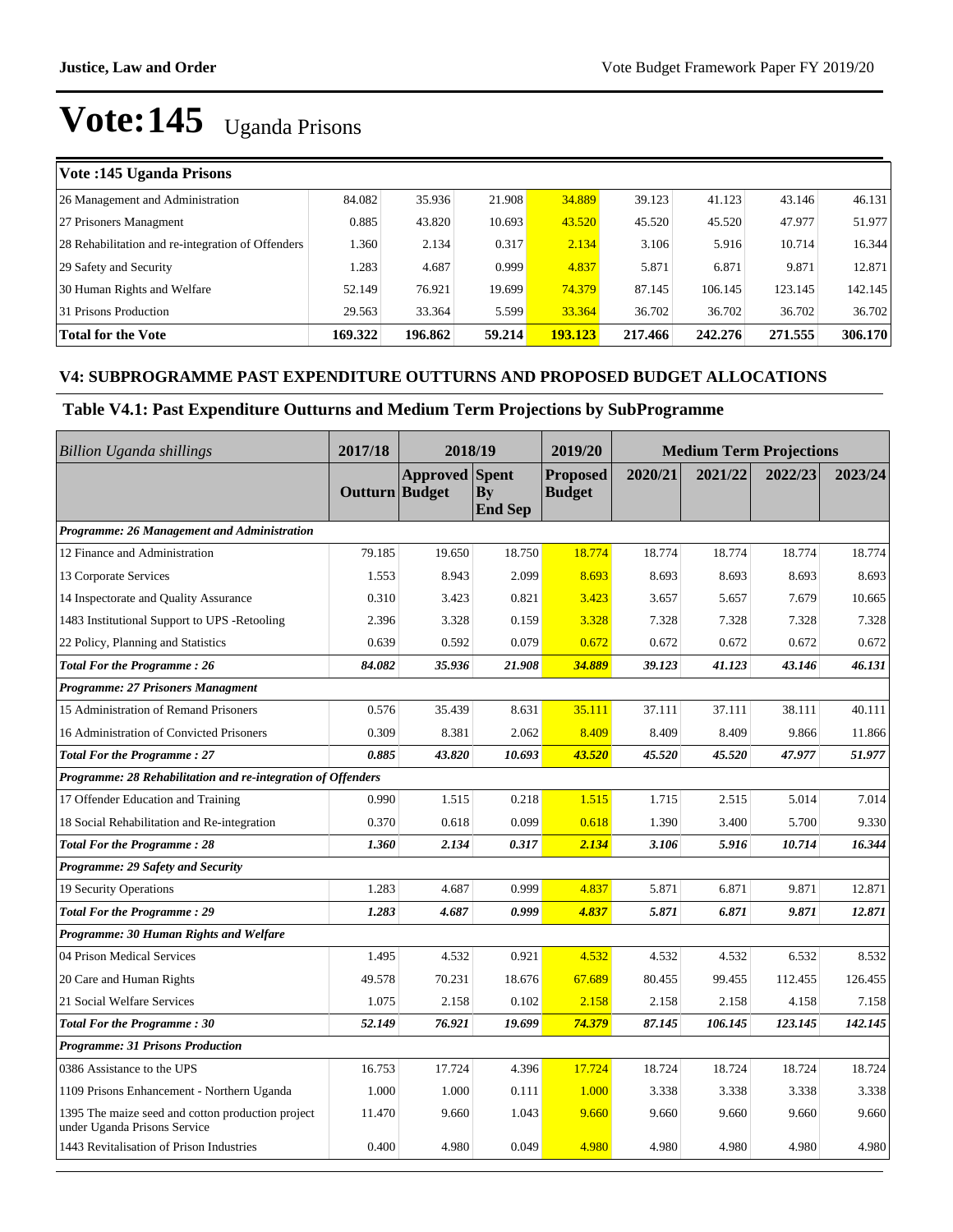# Vote:145 Uganda Prisons

| Vote :145 Uganda Prisons | | | | | | | | |
|---|---|---|---|---|---|---|---|---|
| 26 Management and Administration | 84.082 | 35.936 | 21.908 | 34.889 | 39.123 | 41.123 | 43.146 | 46.131 |
| 27 Prisoners Managment | 0.885 | 43.820 | 10.693 | 43.520 | 45.520 | 45.520 | 47.977 | 51.977 |
| 28 Rehabilitation and re-integration of Offenders | 1.360 | 2.134 | 0.317 | 2.134 | 3.106 | 5.916 | 10.714 | 16.344 |
| 29 Safety and Security | 1.283 | 4.687 | 0.999 | 4.837 | 5.871 | 6.871 | 9.871 | 12.871 |
| 30 Human Rights and Welfare | 52.149 | 76.921 | 19.699 | 74.379 | 87.145 | 106.145 | 123.145 | 142.145 |
| 31 Prisons Production | 29.563 | 33.364 | 5.599 | 33.364 | 36.702 | 36.702 | 36.702 | 36.702 |
| **Total for the Vote** | **169.322** | **196.862** | **59.214** | **193.123** | **217.466** | **242.276** | **271.555** | **306.170** |

### V4: SUBPROGRAMME PAST EXPENDITURE OUTTURNS AND PROPOSED BUDGET ALLOCATIONS

### Table V4.1: Past Expenditure Outturns and Medium Term Projections by SubProgramme

| *Billion Uganda shillings* | 2017/18 | 2018/19 | | 2019/20 | Medium Term Projections | | | |
|---|---|---|---|---|---|---|---|---|
| | Outturn | Approved Budget | Spent By End Sep | Proposed Budget | 2020/21 | 2021/22 | 2022/23 | 2023/24 |
| ***Programme: 26 Management and Administration*** | | | | | | | | |
| 12 Finance and Administration | 79.185 | 19.650 | 18.750 | 18.774 | 18.774 | 18.774 | 18.774 | 18.774 |
| 13 Corporate Services | 1.553 | 8.943 | 2.099 | 8.693 | 8.693 | 8.693 | 8.693 | 8.693 |
| 14 Inspectorate and Quality Assurance | 0.310 | 3.423 | 0.821 | 3.423 | 3.657 | 5.657 | 7.679 | 10.665 |
| 1483 Institutional Support to UPS -Retooling | 2.396 | 3.328 | 0.159 | 3.328 | 7.328 | 7.328 | 7.328 | 7.328 |
| 22 Policy, Planning and Statistics | 0.639 | 0.592 | 0.079 | 0.672 | 0.672 | 0.672 | 0.672 | 0.672 |
| ***Total For the Programme : 26*** | ***84.082*** | ***35.936*** | ***21.908*** | ***34.889*** | ***39.123*** | ***41.123*** | ***43.146*** | ***46.131*** |
| ***Programme: 27 Prisoners Managment*** | | | | | | | | |
| 15 Administration of Remand Prisoners | 0.576 | 35.439 | 8.631 | 35.111 | 37.111 | 37.111 | 38.111 | 40.111 |
| 16 Administration of Convicted Prisoners | 0.309 | 8.381 | 2.062 | 8.409 | 8.409 | 8.409 | 9.866 | 11.866 |
| ***Total For the Programme : 27*** | ***0.885*** | ***43.820*** | ***10.693*** | ***43.520*** | ***45.520*** | ***45.520*** | ***47.977*** | ***51.977*** |
| ***Programme: 28 Rehabilitation and re-integration of Offenders*** | | | | | | | | |
| 17 Offender Education and Training | 0.990 | 1.515 | 0.218 | 1.515 | 1.715 | 2.515 | 5.014 | 7.014 |
| 18 Social Rehabilitation and Re-integration | 0.370 | 0.618 | 0.099 | 0.618 | 1.390 | 3.400 | 5.700 | 9.330 |
| ***Total For the Programme : 28*** | ***1.360*** | ***2.134*** | ***0.317*** | ***2.134*** | ***3.106*** | ***5.916*** | ***10.714*** | ***16.344*** |
| ***Programme: 29 Safety and Security*** | | | | | | | | |
| 19 Security Operations | 1.283 | 4.687 | 0.999 | 4.837 | 5.871 | 6.871 | 9.871 | 12.871 |
| ***Total For the Programme : 29*** | ***1.283*** | ***4.687*** | ***0.999*** | ***4.837*** | ***5.871*** | ***6.871*** | ***9.871*** | ***12.871*** |
| ***Programme: 30 Human Rights and Welfare*** | | | | | | | | |
| 04 Prison Medical Services | 1.495 | 4.532 | 0.921 | 4.532 | 4.532 | 4.532 | 6.532 | 8.532 |
| 20 Care and Human Rights | 49.578 | 70.231 | 18.676 | 67.689 | 80.455 | 99.455 | 112.455 | 126.455 |
| 21 Social Welfare Services | 1.075 | 2.158 | 0.102 | 2.158 | 2.158 | 2.158 | 4.158 | 7.158 |
| ***Total For the Programme : 30*** | ***52.149*** | ***76.921*** | ***19.699*** | ***74.379*** | ***87.145*** | ***106.145*** | ***123.145*** | ***142.145*** |
| ***Programme: 31 Prisons Production*** | | | | | | | | |
| 0386 Assistance to the UPS | 16.753 | 17.724 | 4.396 | 17.724 | 18.724 | 18.724 | 18.724 | 18.724 |
| 1109 Prisons Enhancement - Northern Uganda | 1.000 | 1.000 | 0.111 | 1.000 | 3.338 | 3.338 | 3.338 | 3.338 |
| 1395 The maize seed and cotton production project under Uganda Prisons Service | 11.470 | 9.660 | 1.043 | 9.660 | 9.660 | 9.660 | 9.660 | 9.660 |
| 1443 Revitalisation of Prison Industries | 0.400 | 4.980 | 0.049 | 4.980 | 4.980 | 4.980 | 4.980 | 4.980 |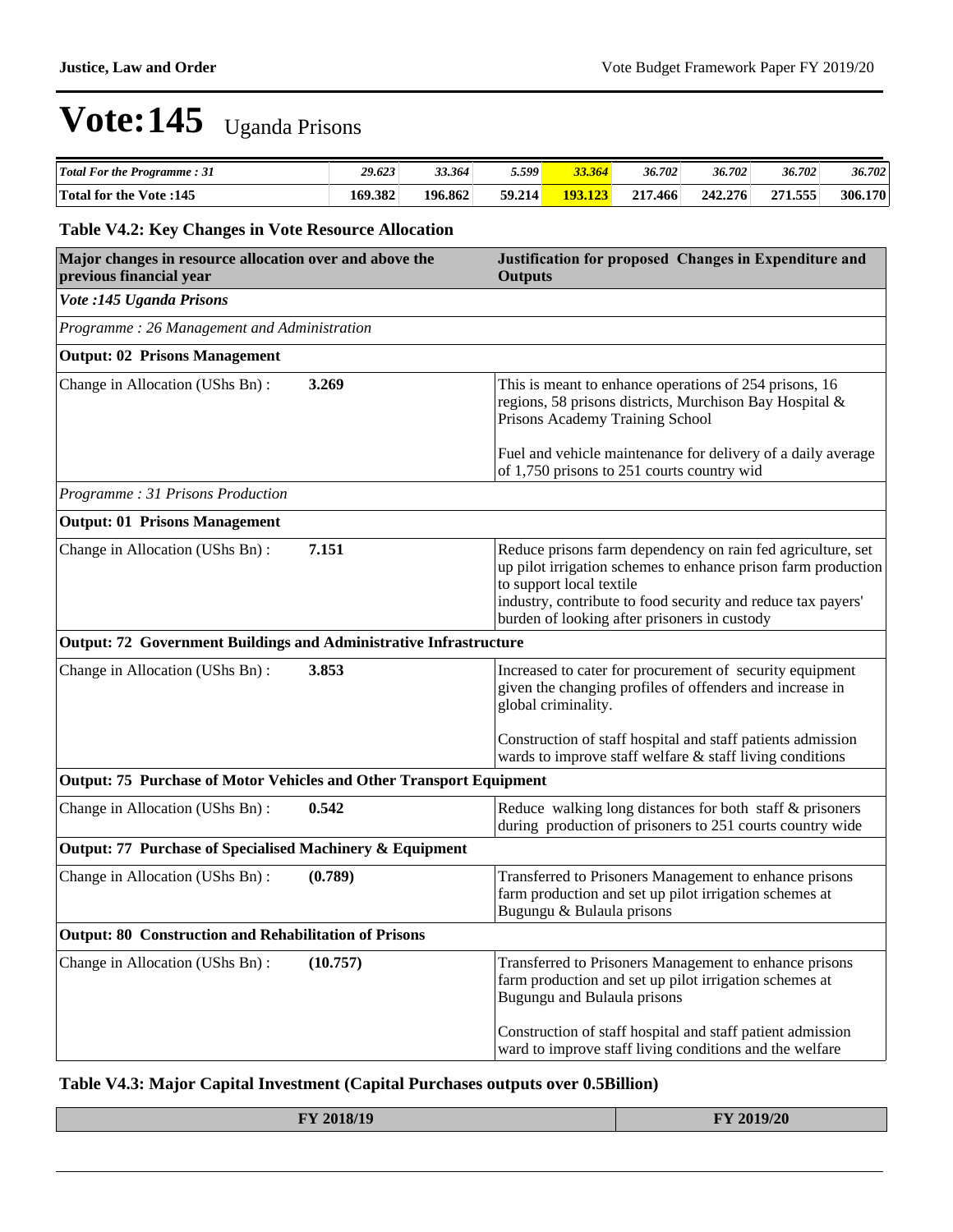# Vote:145 Uganda Prisons

| | | | | | | | | |
|---|---|---|---|---|---|---|---|---|
| *Total For the Programme : 31* | *29.623* | *33.364* | *5.599* | *33.364* | *36.702* | *36.702* | *36.702* | *36.702* |
| **Total for the Vote :145** | **169.382** | **196.862** | **59.214** | **193.123** | **217.466** | **242.276** | **271.555** | **306.170** |

### Table V4.2: Key Changes in Vote Resource Allocation

| Major changes in resource allocation over and above the previous financial year | | Justification for proposed Changes in Expenditure and Outputs |
|---|---|---|
| *Vote :145 Uganda Prisons* | | |
| *Programme : 26 Management and Administration* | | |
| **Output: 02 Prisons Management** | | |
| Change in Allocation (UShs Bn) : | **3.269** | This is meant to enhance operations of 254 prisons, 16 regions, 58 prisons districts, Murchison Bay Hospital & Prisons Academy Training School<br><br>Fuel and vehicle maintenance for delivery of a daily average of 1,750 prisons to 251 courts country wid |
| *Programme : 31 Prisons Production* | | |
| **Output: 01 Prisons Management** | | |
| Change in Allocation (UShs Bn) : | **7.151** | Reduce prisons farm dependency on rain fed agriculture, set up pilot irrigation schemes to enhance prison farm production to support local textile<br>industry, contribute to food security and reduce tax payers' burden of looking after prisoners in custody |
| **Output: 72 Government Buildings and Administrative Infrastructure** | | |
| Change in Allocation (UShs Bn) : | **3.853** | Increased to cater for procurement of security equipment given the changing profiles of offenders and increase in global criminality.<br><br>Construction of staff hospital and staff patients admission wards to improve staff welfare & staff living conditions |
| **Output: 75 Purchase of Motor Vehicles and Other Transport Equipment** | | |
| Change in Allocation (UShs Bn) : | **0.542** | Reduce walking long distances for both staff & prisoners during production of prisoners to 251 courts country wide |
| **Output: 77 Purchase of Specialised Machinery & Equipment** | | |
| Change in Allocation (UShs Bn) : | **(0.789)** | Transferred to Prisoners Management to enhance prisons farm production and set up pilot irrigation schemes at Bugungu & Bulaula prisons |
| **Output: 80 Construction and Rehabilitation of Prisons** | | |
| Change in Allocation (UShs Bn) : | **(10.757)** | Transferred to Prisoners Management to enhance prisons farm production and set up pilot irrigation schemes at Bugungu and Bulaula prisons<br><br>Construction of staff hospital and staff patient admission ward to improve staff living conditions and the welfare |

### Table V4.3: Major Capital Investment (Capital Purchases outputs over 0.5Billion)

| FY 2018/19 | FY 2019/20 |
|---|---|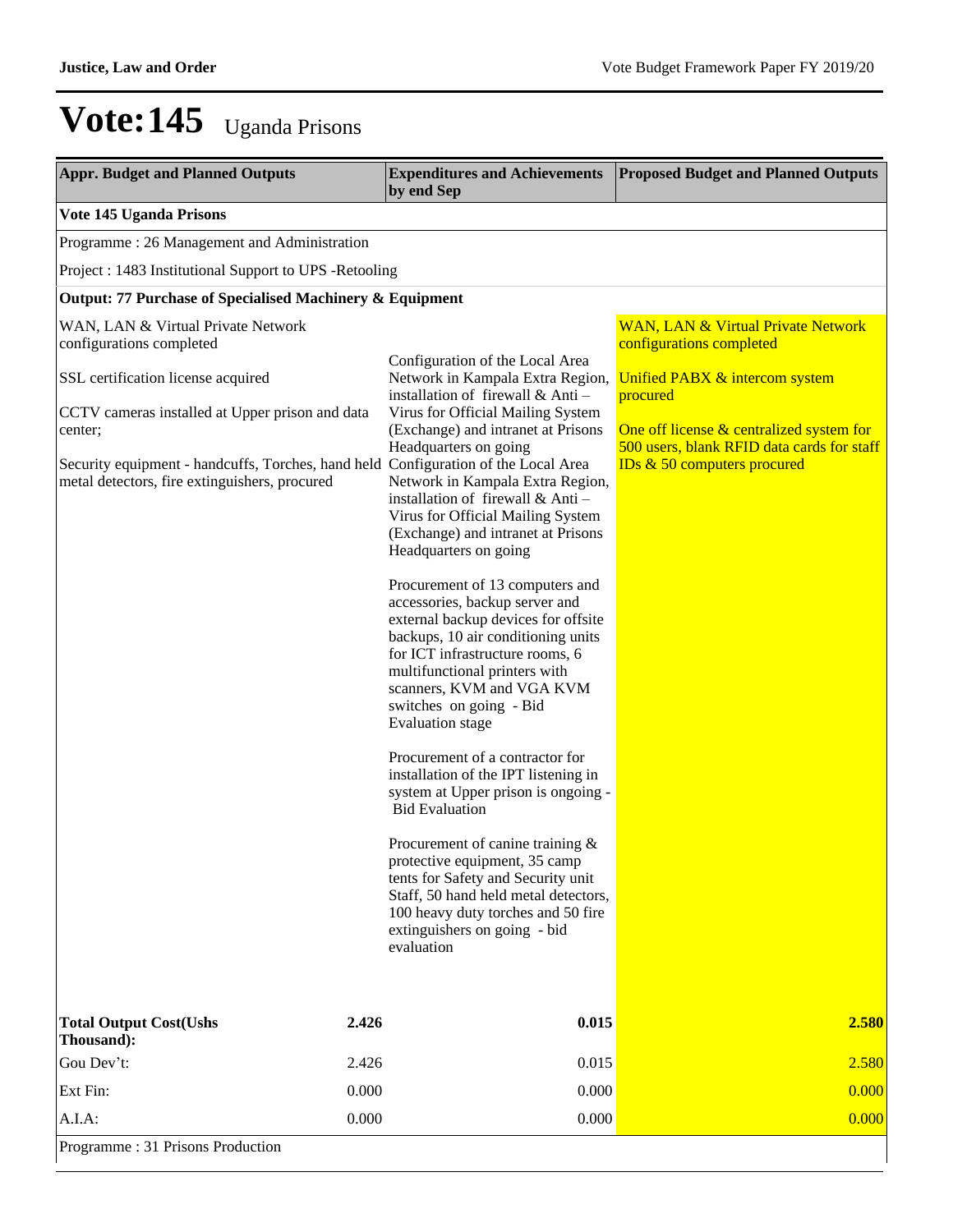# Vote:145 Uganda Prisons

| Appr. Budget and Planned Outputs | | Expenditures and Achievements by end Sep | Proposed Budget and Planned Outputs |
|---|---|---|---|
| **Vote 145 Uganda Prisons** | | | |
| Programme : 26 Management and Administration | | | |
| Project : 1483 Institutional Support to UPS -Retooling | | | |
| **Output: 77 Purchase of Specialised Machinery & Equipment** | | | |
| WAN, LAN & Virtual Private Network configurations completed<br><br>SSL certification license acquired<br><br>CCTV cameras installed at Upper prison and data center;<br><br>Security equipment - handcuffs, Torches, hand held metal detectors, fire extinguishers, procured | | Configuration of the Local Area Network in Kampala Extra Region, installation of firewall & Anti – Virus for Official Mailing System (Exchange) and intranet at Prisons Headquarters on going<br>Configuration of the Local Area Network in Kampala Extra Region, installation of firewall & Anti – Virus for Official Mailing System (Exchange) and intranet at Prisons Headquarters on going<br><br>Procurement of 13 computers and accessories, backup server and external backup devices for offsite backups, 10 air conditioning units for ICT infrastructure rooms, 6 multifunctional printers with scanners, KVM and VGA KVM switches on going - Bid Evaluation stage<br><br>Procurement of a contractor for installation of the IPT listening in system at Upper prison is ongoing - Bid Evaluation<br><br>Procurement of canine training & protective equipment, 35 camp tents for Safety and Security unit Staff, 50 hand held metal detectors, 100 heavy duty torches and 50 fire extinguishers on going - bid evaluation | WAN, LAN & Virtual Private Network configurations completed<br><br>Unified PABX & intercom system procured<br><br>One off license & centralized system for 500 users, blank RFID data cards for staff IDs & 50 computers procured |
| **Total Output Cost(Ushs Thousand):** | **2.426** | **0.015** | **2.580** |
| Gou Dev't: | 2.426 | 0.015 | 2.580 |
| Ext Fin: | 0.000 | 0.000 | 0.000 |
| A.I.A: | 0.000 | 0.000 | 0.000 |
| Programme : 31 Prisons Production | | | |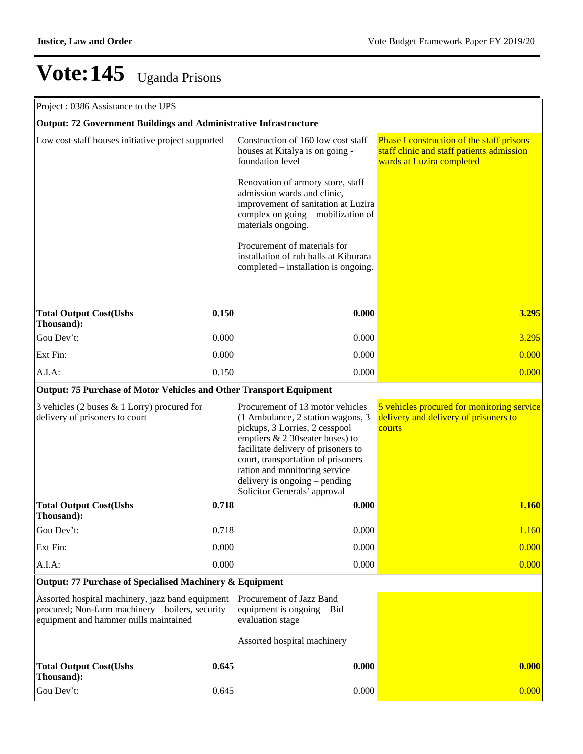# Vote:145 Uganda Prisons

| Project : 0386 Assistance to the UPS | | | | |
|---|---|---|---|---|
| **Output: 72 Government Buildings and Administrative Infrastructure** | | | | |
| Low cost staff houses initiative project supported | | Construction of 160 low cost staff houses at Kitalya is on going - foundation level<br><br>Renovation of armory store, staff admission wards and clinic, improvement of sanitation at Luzira complex on going – mobilization of materials ongoing.<br><br>Procurement of materials for installation of rub halls at Kiburara completed – installation is ongoing. | | Phase I construction of the staff prisons staff clinic and staff patients admission wards at Luzira completed |
| **Total Output Cost(Ushs Thousand):** | **0.150** | | **0.000** | **3.295** |
| Gou Dev't: | 0.000 | | 0.000 | 3.295 |
| Ext Fin: | 0.000 | | 0.000 | 0.000 |
| A.I.A: | 0.150 | | 0.000 | 0.000 |
| **Output: 75 Purchase of Motor Vehicles and Other Transport Equipment** | | | | |
| 3 vehicles (2 buses & 1 Lorry) procured for delivery of prisoners to court | | Procurement of 13 motor vehicles (1 Ambulance, 2 station wagons, 3 pickups, 3 Lorries, 2 cesspool emptiers & 2 30seater buses) to facilitate delivery of prisoners to court, transportation of prisoners ration and monitoring service delivery is ongoing – pending Solicitor Generals' approval | | 5 vehicles procured for monitoring service delivery and delivery of prisoners to courts |
| **Total Output Cost(Ushs Thousand):** | **0.718** | | **0.000** | **1.160** |
| Gou Dev't: | 0.718 | | 0.000 | 1.160 |
| Ext Fin: | 0.000 | | 0.000 | 0.000 |
| A.I.A: | 0.000 | | 0.000 | 0.000 |
| **Output: 77 Purchase of Specialised Machinery & Equipment** | | | | |
| Assorted hospital machinery, jazz band equipment procured; Non-farm machinery – boilers, security equipment and hammer mills maintained | | Procurement of Jazz Band equipment is ongoing – Bid evaluation stage<br><br>Assorted hospital machinery | | |
| **Total Output Cost(Ushs Thousand):** | **0.645** | | **0.000** | **0.000** |
| Gou Dev't: | 0.645 | | 0.000 | 0.000 |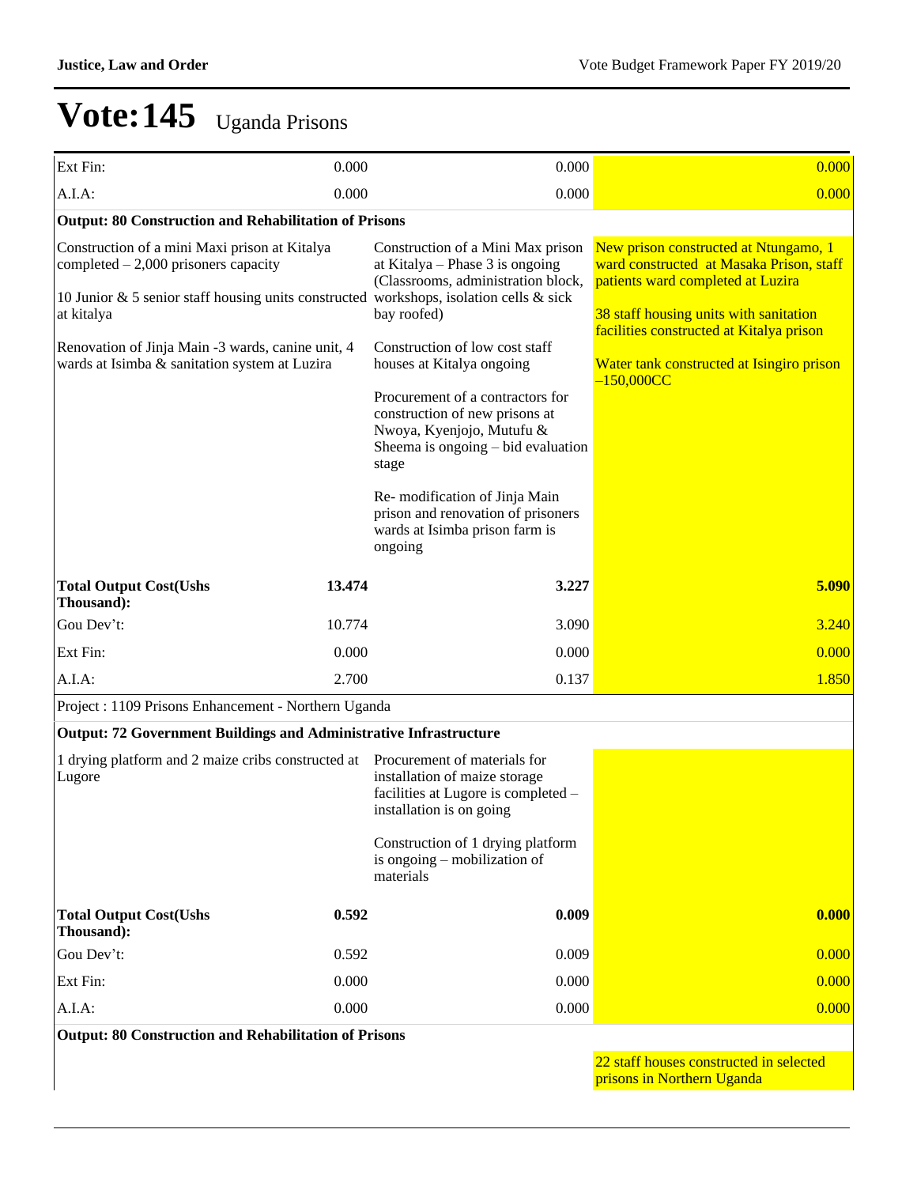# Vote:145 Uganda Prisons

| | | |
|---|---|---|
| Ext Fin: 0.000 | 0.000 | 0.000 |
| A.I.A: 0.000 | 0.000 | 0.000 |

**Output: 80 Construction and Rehabilitation of Prisons**

| | | |
|---|---|---|
| Construction of a mini Maxi prison at Kitalya completed – 2,000 prisoners capacity<br><br>10 Junior & 5 senior staff housing units constructed at kitalya<br><br>Renovation of Jinja Main -3 wards, canine unit, 4 wards at Isimba & sanitation system at Luzira | Construction of a Mini Max prison at Kitalya – Phase 3 is ongoing (Classrooms, administration block, workshops, isolation cells & sick bay roofed)<br><br>Construction of low cost staff houses at Kitalya ongoing<br><br>Procurement of a contractors for construction of new prisons at Nwoya, Kyenjojo, Mutufu & Sheema is ongoing – bid evaluation stage<br><br>Re- modification of Jinja Main prison and renovation of prisoners wards at Isimba prison farm is ongoing | New prison constructed at Ntungamo, 1 ward constructed at Masaka Prison, staff patients ward completed at Luzira<br><br>38 staff housing units with sanitation facilities constructed at Kitalya prison<br><br>Water tank constructed at Isingiro prison –150,000CC |
| **Total Output Cost(Ushs Thousand): 13.474** | **3.227** | **5.090** |
| Gou Dev't: 10.774 | 3.090 | 3.240 |
| Ext Fin: 0.000 | 0.000 | 0.000 |
| A.I.A: 2.700 | 0.137 | 1.850 |

Project : 1109 Prisons Enhancement - Northern Uganda

**Output: 72 Government Buildings and Administrative Infrastructure**

| | | |
|---|---|---|
| 1 drying platform and 2 maize cribs constructed at Lugore | Procurement of materials for installation of maize storage facilities at Lugore is completed – installation is on going<br><br>Construction of 1 drying platform is ongoing – mobilization of materials | |
| **Total Output Cost(Ushs Thousand): 0.592** | **0.009** | **0.000** |
| Gou Dev't: 0.592 | 0.009 | 0.000 |
| Ext Fin: 0.000 | 0.000 | 0.000 |
| A.I.A: 0.000 | 0.000 | 0.000 |

**Output: 80 Construction and Rehabilitation of Prisons**

| | | |
|---|---|---|
| | | 22 staff houses constructed in selected prisons in Northern Uganda |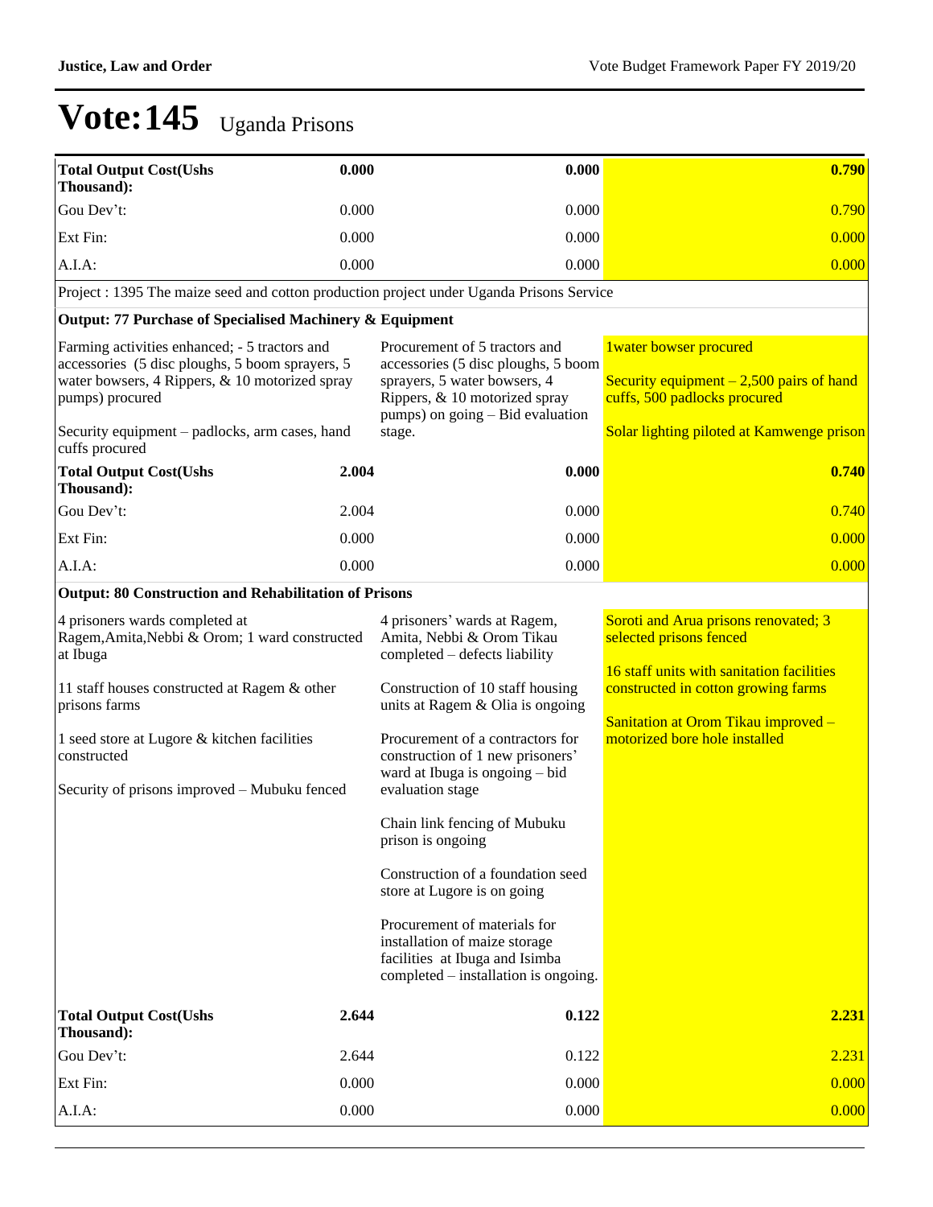# Vote:145 Uganda Prisons

| | | | |
|---|---|---|---|
| **Total Output Cost(Ushs Thousand):** | **0.000** | **0.000** | **0.790** |
| Gou Dev't: | 0.000 | 0.000 | 0.790 |
| Ext Fin: | 0.000 | 0.000 | 0.000 |
| A.I.A: | 0.000 | 0.000 | 0.000 |
| Project : 1395 The maize seed and cotton production project under Uganda Prisons Service | | | |
| **Output: 77 Purchase of Specialised Machinery & Equipment** | | | |
| Farming activities enhanced; - 5 tractors and accessories (5 disc ploughs, 5 boom sprayers, 5 water bowsers, 4 Rippers, & 10 motorized spray pumps) procured<br><br>Security equipment – padlocks, arm cases, hand cuffs procured | | Procurement of 5 tractors and accessories (5 disc ploughs, 5 boom sprayers, 5 water bowsers, 4 Rippers, & 10 motorized spray pumps) on going – Bid evaluation stage. | 1water bowser procured<br><br>Security equipment – 2,500 pairs of hand cuffs, 500 padlocks procured<br><br>Solar lighting piloted at Kamwenge prison |
| **Total Output Cost(Ushs Thousand):** | **2.004** | **0.000** | **0.740** |
| Gou Dev't: | 2.004 | 0.000 | 0.740 |
| Ext Fin: | 0.000 | 0.000 | 0.000 |
| A.I.A: | 0.000 | 0.000 | 0.000 |
| **Output: 80 Construction and Rehabilitation of Prisons** | | | |
| 4 prisoners wards completed at Ragem,Amita,Nebbi & Orom; 1 ward constructed at Ibuga<br><br>11 staff houses constructed at Ragem & other prisons farms<br><br>1 seed store at Lugore & kitchen facilities constructed<br><br>Security of prisons improved – Mubuku fenced | | 4 prisoners' wards at Ragem, Amita, Nebbi & Orom Tikau completed – defects liability<br><br>Construction of 10 staff housing units at Ragem & Olia is ongoing<br><br>Procurement of a contractors for construction of 1 new prisoners' ward at Ibuga is ongoing – bid evaluation stage<br><br>Chain link fencing of Mubuku prison is ongoing<br><br>Construction of a foundation seed store at Lugore is on going<br><br>Procurement of materials for installation of maize storage facilities at Ibuga and Isimba completed – installation is ongoing. | Soroti and Arua prisons renovated; 3 selected prisons fenced<br><br>16 staff units with sanitation facilities constructed in cotton growing farms<br><br>Sanitation at Orom Tikau improved – motorized bore hole installed |
| **Total Output Cost(Ushs Thousand):** | **2.644** | **0.122** | **2.231** |
| Gou Dev't: | 2.644 | 0.122 | 2.231 |
| Ext Fin: | 0.000 | 0.000 | 0.000 |
| A.I.A: | 0.000 | 0.000 | 0.000 |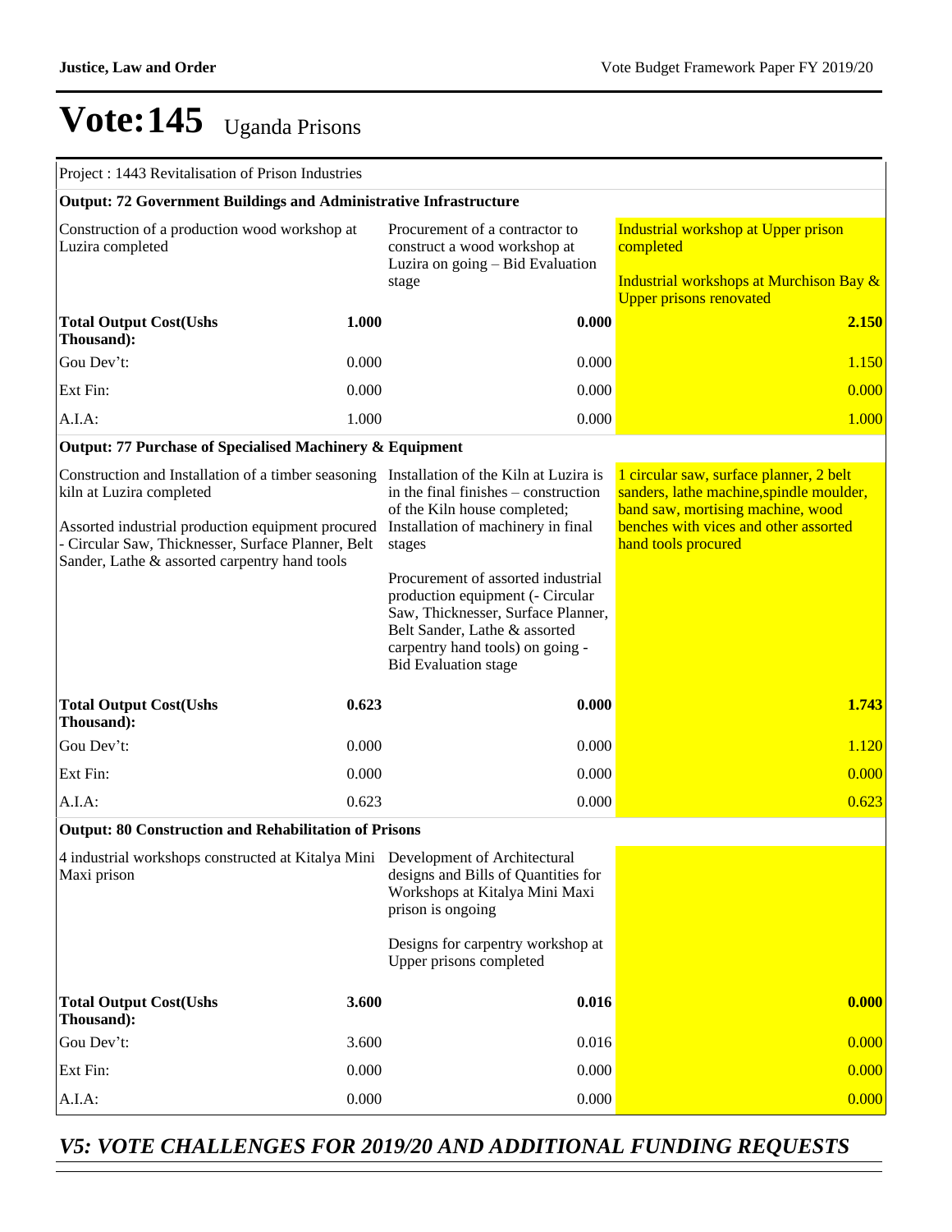# Vote:145 Uganda Prisons

| Project : 1443 Revitalisation of Prison Industries | | | |
|---|---|---|---|
| **Output: 72 Government Buildings and Administrative Infrastructure** | | | |
| Construction of a production wood workshop at Luzira completed | | Procurement of a contractor to construct a wood workshop at Luzira on going – Bid Evaluation stage | Industrial workshop at Upper prison completed<br><br>Industrial workshops at Murchison Bay & Upper prisons renovated |
| **Total Output Cost(Ushs Thousand):** | **1.000** | **0.000** | **2.150** |
| Gou Dev't: | 0.000 | 0.000 | 1.150 |
| Ext Fin: | 0.000 | 0.000 | 0.000 |
| A.I.A: | 1.000 | 0.000 | 1.000 |
| **Output: 77 Purchase of Specialised Machinery & Equipment** | | | |
| Construction and Installation of a timber seasoning kiln at Luzira completed<br><br>Assorted industrial production equipment procured - Circular Saw, Thicknesser, Surface Planer, Belt Sander, Lathe & assorted carpentry hand tools | | Installation of the Kiln at Luzira is in the final finishes – construction of the Kiln house completed; Installation of machinery in final stages<br><br>Procurement of assorted industrial production equipment (- Circular Saw, Thicknesser, Surface Planner, Belt Sander, Lathe & assorted carpentry hand tools) on going - Bid Evaluation stage | 1 circular saw, surface planner, 2 belt sanders, lathe machine,spindle moulder, band saw, mortising machine, wood benches with vices and other assorted hand tools procured |
| **Total Output Cost(Ushs Thousand):** | **0.623** | **0.000** | **1.743** |
| Gou Dev't: | 0.000 | 0.000 | 1.120 |
| Ext Fin: | 0.000 | 0.000 | 0.000 |
| A.I.A: | 0.623 | 0.000 | 0.623 |
| **Output: 80 Construction and Rehabilitation of Prisons** | | | |
| 4 industrial workshops constructed at Kitalya Mini Maxi prison | | Development of Architectural designs and Bills of Quantities for Workshops at Kitalya Mini Maxi prison is ongoing<br><br>Designs for carpentry workshop at Upper prisons completed | |
| **Total Output Cost(Ushs Thousand):** | **3.600** | **0.016** | **0.000** |
| Gou Dev't: | 3.600 | 0.016 | 0.000 |
| Ext Fin: | 0.000 | 0.000 | 0.000 |
| A.I.A: | 0.000 | 0.000 | 0.000 |

## *V5: VOTE CHALLENGES FOR 2019/20 AND ADDITIONAL FUNDING REQUESTS*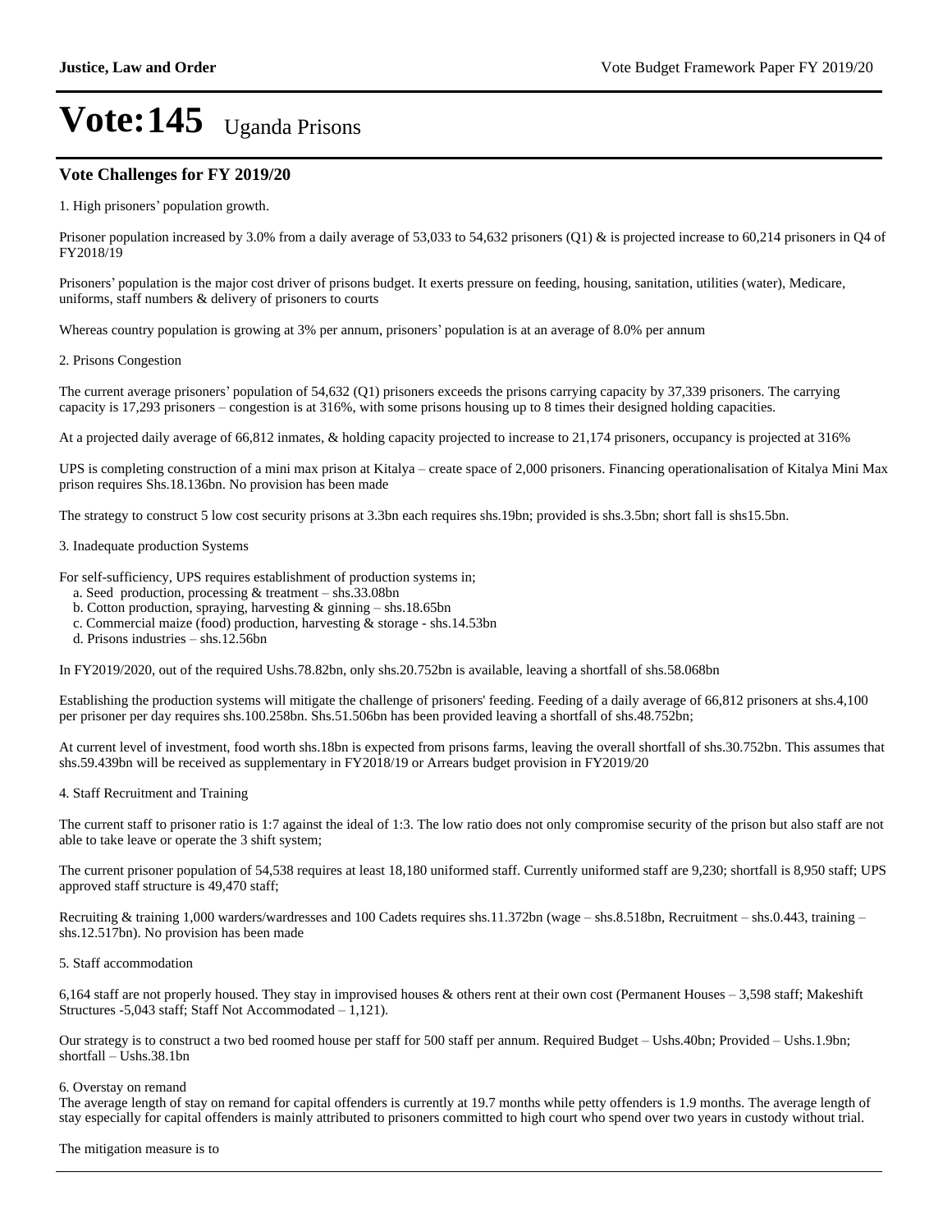# Vote:145 Uganda Prisons

## Vote Challenges for FY 2019/20

1. High prisoners' population growth.

Prisoner population increased by 3.0% from a daily average of 53,033 to 54,632 prisoners (Q1) & is projected increase to 60,214 prisoners in Q4 of FY2018/19

Prisoners' population is the major cost driver of prisons budget. It exerts pressure on feeding, housing, sanitation, utilities (water), Medicare, uniforms, staff numbers & delivery of prisoners to courts

Whereas country population is growing at 3% per annum, prisoners' population is at an average of 8.0% per annum

2. Prisons Congestion

The current average prisoners' population of 54,632 (Q1) prisoners exceeds the prisons carrying capacity by 37,339 prisoners. The carrying capacity is 17,293 prisoners – congestion is at 316%, with some prisons housing up to 8 times their designed holding capacities.

At a projected daily average of 66,812 inmates, & holding capacity projected to increase to 21,174 prisoners, occupancy is projected at 316%

UPS is completing construction of a mini max prison at Kitalya – create space of 2,000 prisoners. Financing operationalisation of Kitalya Mini Max prison requires Shs.18.136bn. No provision has been made

The strategy to construct 5 low cost security prisons at 3.3bn each requires shs.19bn; provided is shs.3.5bn; short fall is shs15.5bn.

3. Inadequate production Systems

For self-sufficiency, UPS requires establishment of production systems in;

a. Seed production, processing & treatment – shs.33.08bn
b. Cotton production, spraying, harvesting & ginning – shs.18.65bn
c. Commercial maize (food) production, harvesting & storage - shs.14.53bn
d. Prisons industries – shs.12.56bn

In FY2019/2020, out of the required Ushs.78.82bn, only shs.20.752bn is available, leaving a shortfall of shs.58.068bn

Establishing the production systems will mitigate the challenge of prisoners' feeding. Feeding of a daily average of 66,812 prisoners at shs.4,100 per prisoner per day requires shs.100.258bn. Shs.51.506bn has been provided leaving a shortfall of shs.48.752bn;

At current level of investment, food worth shs.18bn is expected from prisons farms, leaving the overall shortfall of shs.30.752bn. This assumes that shs.59.439bn will be received as supplementary in FY2018/19 or Arrears budget provision in FY2019/20

4. Staff Recruitment and Training

The current staff to prisoner ratio is 1:7 against the ideal of 1:3. The low ratio does not only compromise security of the prison but also staff are not able to take leave or operate the 3 shift system;

The current prisoner population of 54,538 requires at least 18,180 uniformed staff. Currently uniformed staff are 9,230; shortfall is 8,950 staff; UPS approved staff structure is 49,470 staff;

Recruiting & training 1,000 warders/wardresses and 100 Cadets requires shs.11.372bn (wage – shs.8.518bn, Recruitment – shs.0.443, training – shs.12.517bn). No provision has been made

5. Staff accommodation

6,164 staff are not properly housed. They stay in improvised houses & others rent at their own cost (Permanent Houses – 3,598 staff; Makeshift Structures -5,043 staff; Staff Not Accommodated – 1,121).

Our strategy is to construct a two bed roomed house per staff for 500 staff per annum. Required Budget – Ushs.40bn; Provided – Ushs.1.9bn; shortfall – Ushs.38.1bn

6. Overstay on remand

The average length of stay on remand for capital offenders is currently at 19.7 months while petty offenders is 1.9 months. The average length of stay especially for capital offenders is mainly attributed to prisoners committed to high court who spend over two years in custody without trial.

The mitigation measure is to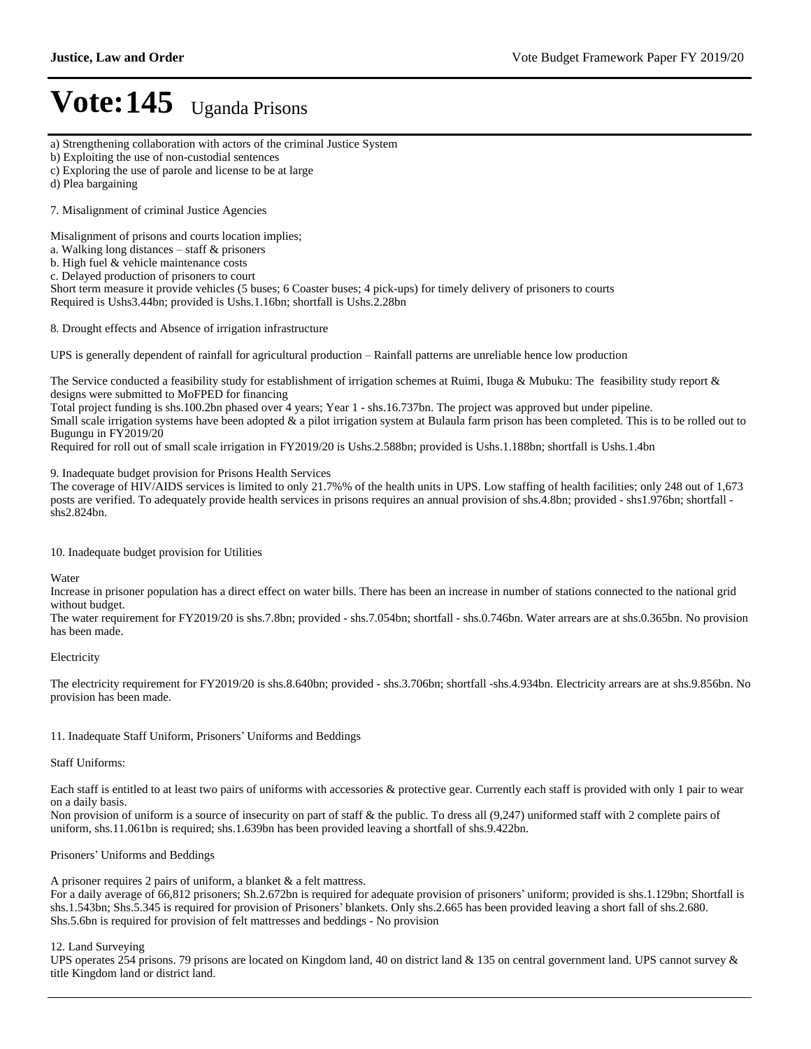a) Strengthening collaboration with actors of the criminal Justice System
b) Exploiting the use of non-custodial sentences
c) Exploring the use of parole and license to be at large
d) Plea bargaining

7. Misalignment of criminal Justice Agencies

Misalignment of prisons and courts location implies;
a. Walking long distances – staff & prisoners
b. High fuel & vehicle maintenance costs
c. Delayed production of prisoners to court
Short term measure it provide vehicles (5 buses; 6 Coaster buses; 4 pick-ups) for timely delivery of prisoners to courts
Required is Ushs3.44bn; provided is Ushs.1.16bn; shortfall is Ushs.2.28bn

8. Drought effects and Absence of irrigation infrastructure

UPS is generally dependent of rainfall for agricultural production – Rainfall patterns are unreliable hence low production

The Service conducted a feasibility study for establishment of irrigation schemes at Ruimi, Ibuga & Mubuku: The feasibility study report & designs were submitted to MoFPED for financing
Total project funding is shs.100.2bn phased over 4 years; Year 1 - shs.16.737bn. The project was approved but under pipeline.
Small scale irrigation systems have been adopted & a pilot irrigation system at Bulaula farm prison has been completed. This is to be rolled out to Bugungu in FY2019/20
Required for roll out of small scale irrigation in FY2019/20 is Ushs.2.588bn; provided is Ushs.1.188bn; shortfall is Ushs.1.4bn

9. Inadequate budget provision for Prisons Health Services
The coverage of HIV/AIDS services is limited to only 21.7%% of the health units in UPS. Low staffing of health facilities; only 248 out of 1,673 posts are verified. To adequately provide health services in prisons requires an annual provision of shs.4.8bn; provided - shs1.976bn; shortfall - shs2.824bn.

10. Inadequate budget provision for Utilities

Water
Increase in prisoner population has a direct effect on water bills. There has been an increase in number of stations connected to the national grid without budget.
The water requirement for FY2019/20 is shs.7.8bn; provided - shs.7.054bn; shortfall - shs.0.746bn. Water arrears are at shs.0.365bn. No provision has been made.

Electricity

The electricity requirement for FY2019/20 is shs.8.640bn; provided - shs.3.706bn; shortfall -shs.4.934bn. Electricity arrears are at shs.9.856bn. No provision has been made.

11. Inadequate Staff Uniform, Prisoners' Uniforms and Beddings

Staff Uniforms:

Each staff is entitled to at least two pairs of uniforms with accessories & protective gear. Currently each staff is provided with only 1 pair to wear on a daily basis.
Non provision of uniform is a source of insecurity on part of staff & the public. To dress all (9,247) uniformed staff with 2 complete pairs of uniform, shs.11.061bn is required; shs.1.639bn has been provided leaving a shortfall of shs.9.422bn.

Prisoners' Uniforms and Beddings

A prisoner requires 2 pairs of uniform, a blanket & a felt mattress.
For a daily average of 66,812 prisoners; Sh.2.672bn is required for adequate provision of prisoners' uniform; provided is shs.1.129bn; Shortfall is shs.1.543bn; Shs.5.345 is required for provision of Prisoners' blankets. Only shs.2.665 has been provided leaving a short fall of shs.2.680. Shs.5.6bn is required for provision of felt mattresses and beddings - No provision

12. Land Surveying
UPS operates 254 prisons. 79 prisons are located on Kingdom land, 40 on district land & 135 on central government land. UPS cannot survey & title Kingdom land or district land.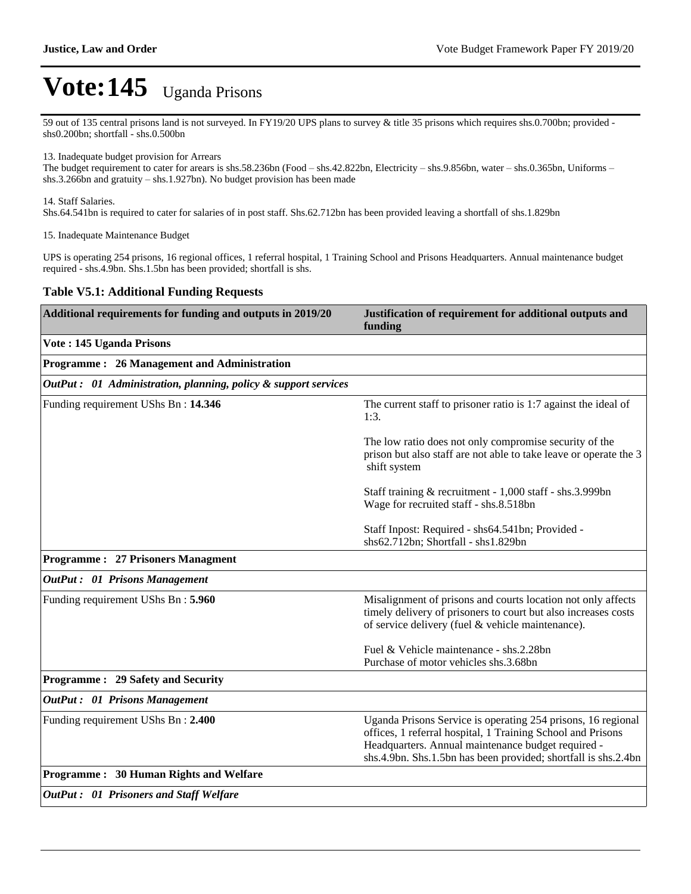# Vote:145 Uganda Prisons

59 out of 135 central prisons land is not surveyed. In FY19/20 UPS plans to survey & title 35 prisons which requires shs.0.700bn; provided - shs0.200bn; shortfall - shs.0.500bn

13. Inadequate budget provision for Arrears

The budget requirement to cater for arears is shs.58.236bn (Food – shs.42.822bn, Electricity – shs.9.856bn, water – shs.0.365bn, Uniforms – shs.3.266bn and gratuity – shs.1.927bn). No budget provision has been made

14. Staff Salaries.

Shs.64.541bn is required to cater for salaries of in post staff. Shs.62.712bn has been provided leaving a shortfall of shs.1.829bn

15. Inadequate Maintenance Budget

UPS is operating 254 prisons, 16 regional offices, 1 referral hospital, 1 Training School and Prisons Headquarters. Annual maintenance budget required - shs.4.9bn. Shs.1.5bn has been provided; shortfall is shs.

**Table V5.1: Additional Funding Requests**

| Additional requirements for funding and outputs in 2019/20 | Justification of requirement for additional outputs and funding |
|---|---|
| **Vote : 145 Uganda Prisons** | |
| **Programme : 26 Management and Administration** | |
| ***OutPut : 01 Administration, planning, policy & support services*** | |
| Funding requirement UShs Bn : **14.346** | The current staff to prisoner ratio is 1:7 against the ideal of 1:3.<br><br>The low ratio does not only compromise security of the prison but also staff are not able to take leave or operate the 3 shift system<br><br>Staff training & recruitment - 1,000 staff - shs.3.999bn<br>Wage for recruited staff - shs.8.518bn<br><br>Staff Inpost: Required - shs64.541bn; Provided - shs62.712bn; Shortfall - shs1.829bn |
| **Programme : 27 Prisoners Managment** | |
| ***OutPut : 01 Prisons Management*** | |
| Funding requirement UShs Bn : **5.960** | Misalignment of prisons and courts location not only affects timely delivery of prisoners to court but also increases costs of service delivery (fuel & vehicle maintenance).<br><br>Fuel & Vehicle maintenance - shs.2.28bn<br>Purchase of motor vehicles shs.3.68bn |
| **Programme : 29 Safety and Security** | |
| ***OutPut : 01 Prisons Management*** | |
| Funding requirement UShs Bn : **2.400** | Uganda Prisons Service is operating 254 prisons, 16 regional offices, 1 referral hospital, 1 Training School and Prisons Headquarters. Annual maintenance budget required - shs.4.9bn. Shs.1.5bn has been provided; shortfall is shs.2.4bn |
| **Programme : 30 Human Rights and Welfare** | |
| ***OutPut : 01 Prisoners and Staff Welfare*** | |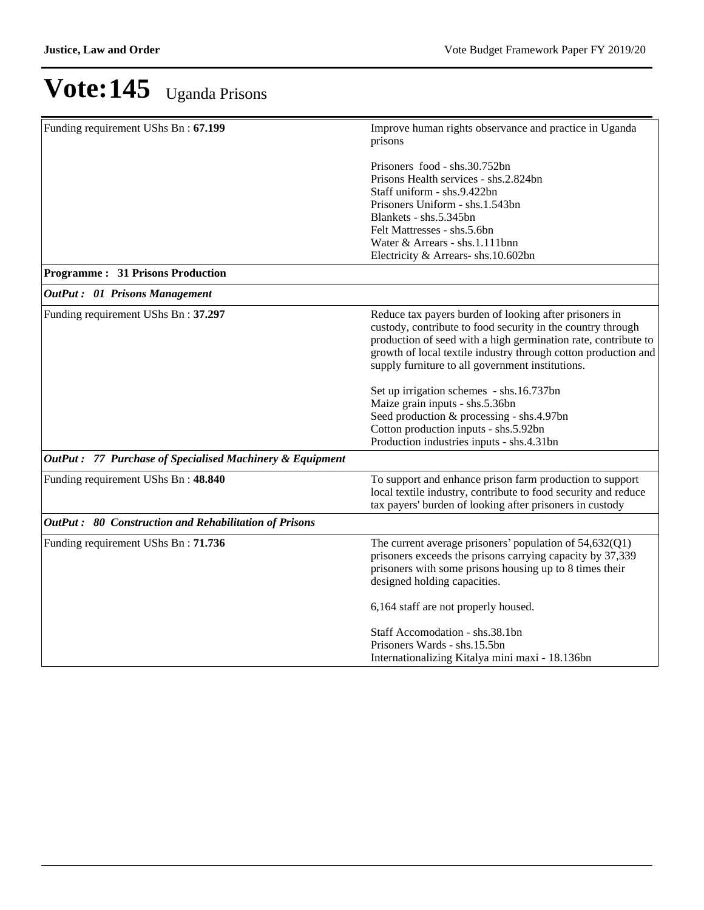# Vote:145 Uganda Prisons

| | |
|---|---|
| Funding requirement UShs Bn : **67.199** | Improve human rights observance and practice in Uganda prisons<br><br>Prisoners food - shs.30.752bn<br>Prisons Health services - shs.2.824bn<br>Staff uniform - shs.9.422bn<br>Prisoners Uniform - shs.1.543bn<br>Blankets - shs.5.345bn<br>Felt Mattresses - shs.5.6bn<br>Water & Arrears - shs.1.111bnn<br>Electricity & Arrears- shs.10.602bn |
| **Programme : 31 Prisons Production** | |
| ***OutPut : 01 Prisons Management*** | |
| Funding requirement UShs Bn : **37.297** | Reduce tax payers burden of looking after prisoners in custody, contribute to food security in the country through production of seed with a high germination rate, contribute to growth of local textile industry through cotton production and supply furniture to all government institutions.<br><br>Set up irrigation schemes - shs.16.737bn<br>Maize grain inputs - shs.5.36bn<br>Seed production & processing - shs.4.97bn<br>Cotton production inputs - shs.5.92bn<br>Production industries inputs - shs.4.31bn |
| ***OutPut : 77 Purchase of Specialised Machinery & Equipment*** | |
| Funding requirement UShs Bn : **48.840** | To support and enhance prison farm production to support local textile industry, contribute to food security and reduce tax payers' burden of looking after prisoners in custody |
| ***OutPut : 80 Construction and Rehabilitation of Prisons*** | |
| Funding requirement UShs Bn : **71.736** | The current average prisoners' population of 54,632(Q1) prisoners exceeds the prisons carrying capacity by 37,339 prisoners with some prisons housing up to 8 times their designed holding capacities.<br><br>6,164 staff are not properly housed.<br><br>Staff Accomodation - shs.38.1bn<br>Prisoners Wards - shs.15.5bn<br>Internationalizing Kitalya mini maxi - 18.136bn |